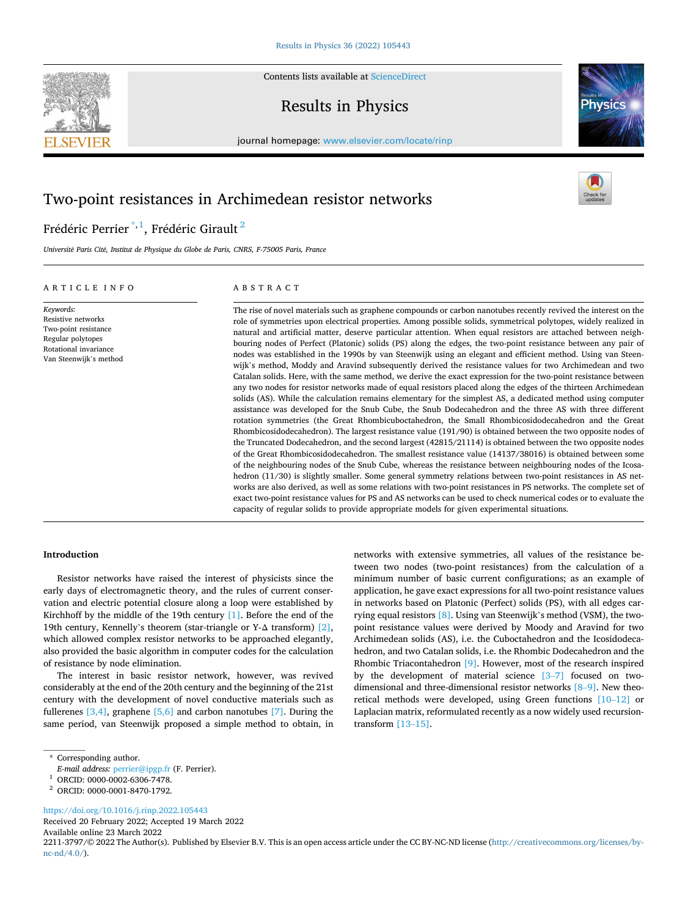# Two-point resistances in Archimedean resistor networks

Frédéric Perrier [*,1], Frédéric Girault [2]

*Université Paris Cité, Institut de Physique du Globe de Paris, CNRS, F-75005 Paris, France*

---

**ARTICLE INFO**

*Keywords:*
Resistive networks
Two-point resistance
Regular polytopes
Rotational invariance
Van Steenwijk's method

**ABSTRACT**

The rise of novel materials such as graphene compounds or carbon nanotubes recently revived the interest on the role of symmetries upon electrical properties. Among possible solids, symmetrical polytopes, widely realized in natural and artificial matter, deserve particular attention. When equal resistors are attached between neighbouring nodes of Perfect (Platonic) solids (PS) along the edges, the two-point resistance between any pair of nodes was established in the 1990s by van Steenwijk using an elegant and efficient method. Using van Steenwijk's method, Moddy and Aravind subsequently derived the resistance values for two Archimedean and two Catalan solids. Here, with the same method, we derive the exact expression for the two-point resistance between any two nodes for resistor networks made of equal resistors placed along the edges of the thirteen Archimedean solids (AS). While the calculation remains elementary for the simplest AS, a dedicated method using computer assistance was developed for the Snub Cube, the Snub Dodecahedron and the three AS with three different rotation symmetries (the Great Rhombicuboctahedron, the Small Rhombicosidodecahedron and the Great Rhombicosidodecahedron). The largest resistance value (191/90) is obtained between the two opposite nodes of the Truncated Dodecahedron, and the second largest (42815/21114) is obtained between the two opposite nodes of the Great Rhombicosidodecahedron. The smallest resistance value (14137/38016) is obtained between some of the neighbouring nodes of the Snub Cube, whereas the resistance between neighbouring nodes of the Icosahedron (11/30) is slightly smaller. Some general symmetry relations between two-point resistances in AS networks are also derived, as well as some relations with two-point resistances in PS networks. The complete set of exact two-point resistance values for PS and AS networks can be used to check numerical codes or to evaluate the capacity of regular solids to provide appropriate models for given experimental situations.

---

## Introduction

Resistor networks have raised the interest of physicists since the early days of electromagnetic theory, and the rules of current conservation and electric potential closure along a loop were established by Kirchhoff by the middle of the 19th century [1]. Before the end of the 19th century, Kennelly's theorem (star-triangle or Y-Δ transform) [2], which allowed complex resistor networks to be approached elegantly, also provided the basic algorithm in computer codes for the calculation of resistance by node elimination.

The interest in basic resistor network, however, was revived considerably at the end of the 20th century and the beginning of the 21st century with the development of novel conductive materials such as fullerenes [3,4], graphene [5,6] and carbon nanotubes [7]. During the same period, van Steenwijk proposed a simple method to obtain, in networks with extensive symmetries, all values of the resistance between two nodes (two-point resistances) from the calculation of a minimum number of basic current configurations; as an example of application, he gave exact expressions for all two-point resistance values in networks based on Platonic (Perfect) solids (PS), with all edges carrying equal resistors [8]. Using van Steenwijk's method (VSM), the two-point resistance values were derived by Moody and Aravind for two Archimedean solids (AS), i.e. the Cuboctahedron and the Icosidodecahedron, and two Catalan solids, i.e. the Rhombic Dodecahedron and the Rhombic Triacontahedron [9]. However, most of the research inspired by the development of material science [3–7] focused on two-dimensional and three-dimensional resistor networks [8–9]. New theoretical methods were developed, using Green functions [10–12] or Laplacian matrix, reformulated recently as a now widely used recursion-transform [13–15].

---

* Corresponding author.
*E-mail address:* perrier@ipgp.fr (F. Perrier).
[1] ORCID: 0000-0002-6306-7478.
[2] ORCID: 0000-0001-8470-1792.

https://doi.org/10.1016/j.rinp.2022.105443
Received 20 February 2022; Accepted 19 March 2022
Available online 23 March 2022
2211-3797/© 2022 The Author(s). Published by Elsevier B.V. This is an open access article under the CC BY-NC-ND license (http://creativecommons.org/licenses/by-nc-nd/4.0/).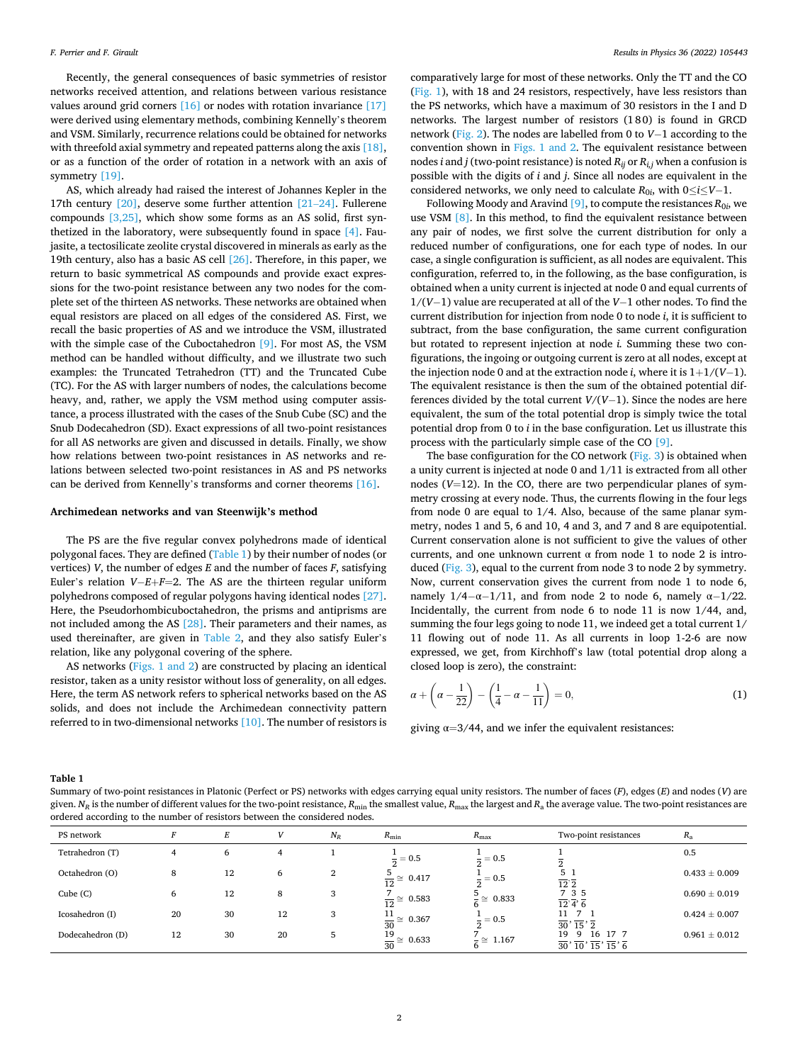Recently, the general consequences of basic symmetries of resistor networks received attention, and relations between various resistance values around grid corners [16] or nodes with rotation invariance [17] were derived using elementary methods, combining Kennelly's theorem and VSM. Similarly, recurrence relations could be obtained for networks with threefold axial symmetry and repeated patterns along the axis [18], or as a function of the order of rotation in a network with an axis of symmetry [19].

AS, which already had raised the interest of Johannes Kepler in the 17th century [20], deserve some further attention [21–24]. Fullerene compounds [3,25], which show some forms as an AS solid, first synthetized in the laboratory, were subsequently found in space [4]. Faujasite, a tectosilicate zeolite crystal discovered in minerals as early as the 19th century, also has a basic AS cell [26]. Therefore, in this paper, we return to basic symmetrical AS compounds and provide exact expressions for the two-point resistance between any two nodes for the complete set of the thirteen AS networks. These networks are obtained when equal resistors are placed on all edges of the considered AS. First, we recall the basic properties of AS and we introduce the VSM, illustrated with the simple case of the Cuboctahedron [9]. For most AS, the VSM method can be handled without difficulty, and we illustrate two such examples: the Truncated Tetrahedron (TT) and the Truncated Cube (TC). For the AS with larger numbers of nodes, the calculations become heavy, and, rather, we apply the VSM method using computer assistance, a process illustrated with the cases of the Snub Cube (SC) and the Snub Dodecahedron (SD). Exact expressions of all two-point resistances for all AS networks are given and discussed in details. Finally, we show how relations between two-point resistances in AS networks and relations between selected two-point resistances in AS and PS networks can be derived from Kennelly's transforms and corner theorems [16].

## Archimedean networks and van Steenwijk's method

The PS are the five regular convex polyhedrons made of identical polygonal faces. They are defined (Table 1) by their number of nodes (or vertices) $V$, the number of edges $E$ and the number of faces $F$, satisfying Euler's relation $V-E+F=2$. The AS are the thirteen regular uniform polyhedrons composed of regular polygons having identical nodes [27]. Here, the Pseudorhombicuboctahedron, the prisms and antiprisms are not included among the AS [28]. Their parameters and their names, as used thereinafter, are given in Table 2, and they also satisfy Euler's relation, like any polygonal covering of the sphere.

AS networks (Figs. 1 and 2) are constructed by placing an identical resistor, taken as a unity resistor without loss of generality, on all edges. Here, the term AS network refers to spherical networks based on the AS solids, and does not include the Archimedean connectivity pattern referred to in two-dimensional networks [10]. The number of resistors is comparatively large for most of these networks. Only the TT and the CO (Fig. 1), with 18 and 24 resistors, respectively, have less resistors than the PS networks, which have a maximum of 30 resistors in the I and D networks. The largest number of resistors (180) is found in GRCD network (Fig. 2). The nodes are labelled from 0 to $V-1$ according to the convention shown in Figs. 1 and 2. The equivalent resistance between nodes $i$ and $j$ (two-point resistance) is noted $R_{ij}$ or $R_{i,j}$ when a confusion is possible with the digits of $i$ and $j$. Since all nodes are equivalent in the considered networks, we only need to calculate $R_{0i}$, with $0 \leq i \leq V-1$.

Following Moody and Aravind [9], to compute the resistances $R_{0i}$, we use VSM [8]. In this method, to find the equivalent resistance between any pair of nodes, we first solve the current distribution for only a reduced number of configurations, one for each type of nodes. In our case, a single configuration is sufficient, as all nodes are equivalent. This configuration, referred to, in the following, as the base configuration, is obtained when a unity current is injected at node 0 and equal currents of $1/(V-1)$ value are recuperated at all of the $V-1$ other nodes. To find the current distribution for injection from node 0 to node $i$, it is sufficient to subtract, from the base configuration, the same current configuration but rotated to represent injection at node $i$. Summing these two configurations, the ingoing or outgoing current is zero at all nodes, except at the injection node 0 and at the extraction node $i$, where it is $1+1/(V-1)$. The equivalent resistance is then the sum of the obtained potential differences divided by the total current $V/(V-1)$. Since the nodes are here equivalent, the sum of the total potential drop is simply twice the total potential drop from 0 to $i$ in the base configuration. Let us illustrate this process with the particularly simple case of the CO [9].

The base configuration for the CO network (Fig. 3) is obtained when a unity current is injected at node 0 and 1/11 is extracted from all other nodes ($V=12$). In the CO, there are two perpendicular planes of symmetry crossing at every node. Thus, the currents flowing in the four legs from node 0 are equal to 1/4. Also, because of the same planar symmetry, nodes 1 and 5, 6 and 10, 4 and 3, and 7 and 8 are equipotential. Current conservation alone is not sufficient to give the values of other currents, and one unknown current α from node 1 to node 2 is introduced (Fig. 3), equal to the current from node 3 to node 2 by symmetry. Now, current conservation gives the current from node 1 to node 6, namely $1/4-\alpha-1/11$, and from node 2 to node 6, namely $\alpha-1/22$. Incidentally, the current from node 6 to node 11 is now 1/44, and, summing the four legs going to node 11, we indeed get a total current 1/11 flowing out of node 11. As all currents in loop 1-2-6 are now expressed, we get, from Kirchhoff's law (total potential drop along a closed loop is zero), the constraint:

$$\alpha + \left(\alpha - \frac{1}{22}\right) - \left(\frac{1}{4} - \alpha - \frac{1}{11}\right) = 0, \tag{1}$$

giving $\alpha=3/44$, and we infer the equivalent resistances:

**Table 1**

Summary of two-point resistances in Platonic (Perfect or PS) networks with edges carrying equal unity resistors. The number of faces ($F$), edges ($E$) and nodes ($V$) are given. $N_R$ is the number of different values for the two-point resistance, $R_{\min}$ the smallest value, $R_{\max}$ the largest and $R_a$ the average value. The two-point resistances are ordered according to the number of resistors between the considered nodes.

| PS network | $F$ | $E$ | $V$ | $N_R$ | $R_{\min}$ | $R_{\max}$ | Two-point resistances | $R_a$ |
|---|---|---|---|---|---|---|---|---|
| Tetrahedron (T) | 4 | 6 | 4 | 1 | $\frac{1}{2}=0.5$ | $\frac{1}{2}=0.5$ | $\frac{1}{2}$ | 0.5 |
| Octahedron (O) | 8 | 12 | 6 | 2 | $\frac{5}{12}\simeq 0.417$ | $\frac{1}{2}=0.5$ | $\frac{5}{12},\frac{1}{2}$ | 0.433 ± 0.009 |
| Cube (C) | 6 | 12 | 8 | 3 | $\frac{7}{12}\simeq 0.583$ | $\frac{5}{6}\simeq 0.833$ | $\frac{7}{12},\frac{3}{4},\frac{5}{6}$ | 0.690 ± 0.019 |
| Icosahedron (I) | 20 | 30 | 12 | 3 | $\frac{11}{30}\simeq 0.367$ | $\frac{1}{2}=0.5$ | $\frac{11}{30},\frac{7}{15},\frac{1}{2}$ | 0.424 ± 0.007 |
| Dodecahedron (D) | 12 | 30 | 20 | 5 | $\frac{19}{30}\simeq 0.633$ | $\frac{7}{6}\simeq 1.167$ | $\frac{19}{30},\frac{9}{10},\frac{16}{15},\frac{17}{15},\frac{7}{6}$ | 0.961 ± 0.012 |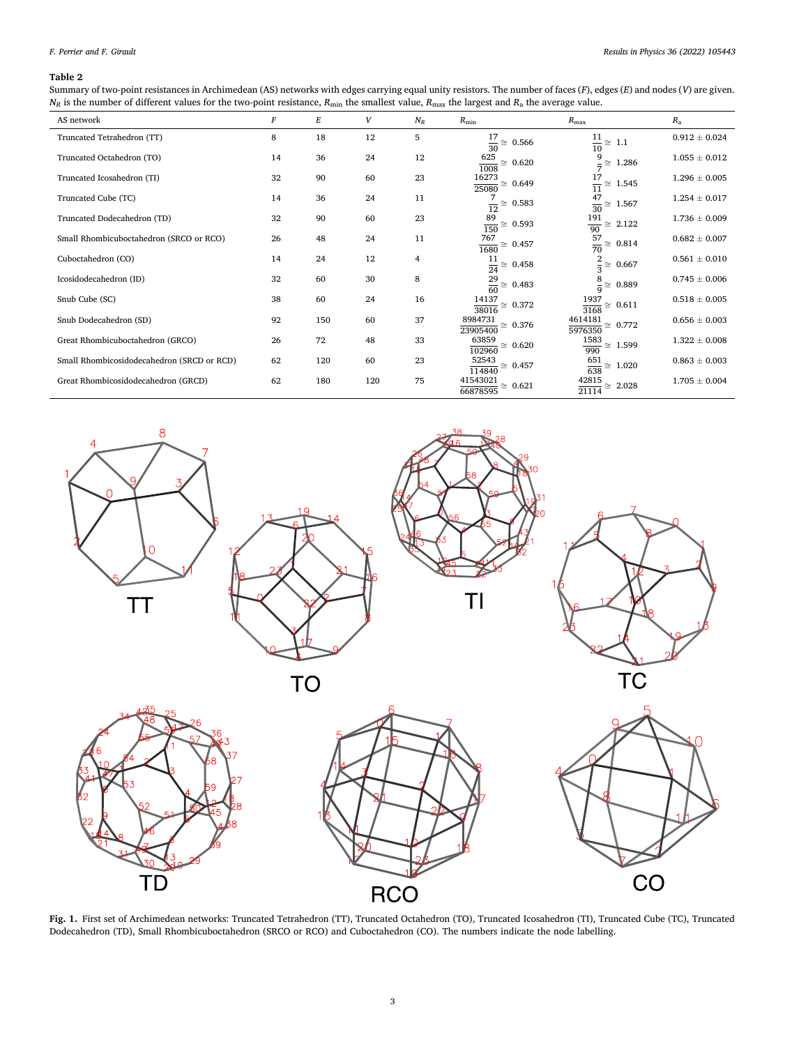**Table 2**

Summary of two-point resistances in Archimedean (AS) networks with edges carrying equal unity resistors. The number of faces ($F$), edges ($E$) and nodes ($V$) are given. $N_R$ is the number of different values for the two-point resistance, $R_{\min}$ the smallest value, $R_{\max}$ the largest and $R_a$ the average value.

| AS network | $F$ | $E$ | $V$ | $N_R$ | $R_{\min}$ | $R_{\max}$ | $R_a$ |
|---|---|---|---|---|---|---|---|
| Truncated Tetrahedron (TT) | 8 | 18 | 12 | 5 | $\frac{17}{30} \simeq 0.566$ | $\frac{11}{10} \simeq 1.1$ | $0.912 \pm 0.024$ |
| Truncated Octahedron (TO) | 14 | 36 | 24 | 12 | $\frac{625}{1008} \simeq 0.620$ | $\frac{9}{7} \simeq 1.286$ | $1.055 \pm 0.012$ |
| Truncated Icosahedron (TI) | 32 | 90 | 60 | 23 | $\frac{16273}{25080} \simeq 0.649$ | $\frac{17}{11} \simeq 1.545$ | $1.296 \pm 0.005$ |
| Truncated Cube (TC) | 14 | 36 | 24 | 11 | $\frac{7}{12} \simeq 0.583$ | $\frac{47}{30} \simeq 1.567$ | $1.254 \pm 0.017$ |
| Truncated Dodecahedron (TD) | 32 | 90 | 60 | 23 | $\frac{89}{150} \simeq 0.593$ | $\frac{191}{90} \simeq 2.122$ | $1.736 \pm 0.009$ |
| Small Rhombicuboctahedron (SRCO or RCO) | 26 | 48 | 24 | 11 | $\frac{767}{1680} \simeq 0.457$ | $\frac{57}{70} \simeq 0.814$ | $0.682 \pm 0.007$ |
| Cuboctahedron (CO) | 14 | 24 | 12 | 4 | $\frac{11}{24} \simeq 0.458$ | $\frac{2}{3} \simeq 0.667$ | $0.561 \pm 0.010$ |
| Icosidodecahedron (ID) | 32 | 60 | 30 | 8 | $\frac{29}{60} \simeq 0.483$ | $\frac{8}{9} \simeq 0.889$ | $0.745 \pm 0.006$ |
| Snub Cube (SC) | 38 | 60 | 24 | 16 | $\frac{14137}{38016} \simeq 0.372$ | $\frac{1937}{3168} \simeq 0.611$ | $0.518 \pm 0.005$ |
| Snub Dodecahedron (SD) | 92 | 150 | 60 | 37 | $\frac{8984731}{23905400} \simeq 0.376$ | $\frac{4614181}{5976350} \simeq 0.772$ | $0.656 \pm 0.003$ |
| Great Rhombicuboctahedron (GRCO) | 26 | 72 | 48 | 33 | $\frac{63859}{102960} \simeq 0.620$ | $\frac{1583}{990} \simeq 1.599$ | $1.322 \pm 0.008$ |
| Small Rhombicosidodecahedron (SRCD or RCD) | 62 | 120 | 60 | 23 | $\frac{52543}{114840} \simeq 0.457$ | $\frac{651}{638} \simeq 1.020$ | $0.863 \pm 0.003$ |
| Great Rhombicosidodecahedron (GRCD) | 62 | 180 | 120 | 75 | $\frac{41543021}{66878595} \simeq 0.621$ | $\frac{42815}{21114} \simeq 2.028$ | $1.705 \pm 0.004$ |

**Fig. 1.** First set of Archimedean networks: Truncated Tetrahedron (TT), Truncated Octahedron (TO), Truncated Icosahedron (TI), Truncated Cube (TC), Truncated Dodecahedron (TD), Small Rhombicuboctahedron (SRCO or RCO) and Cuboctahedron (CO). The numbers indicate the node labelling.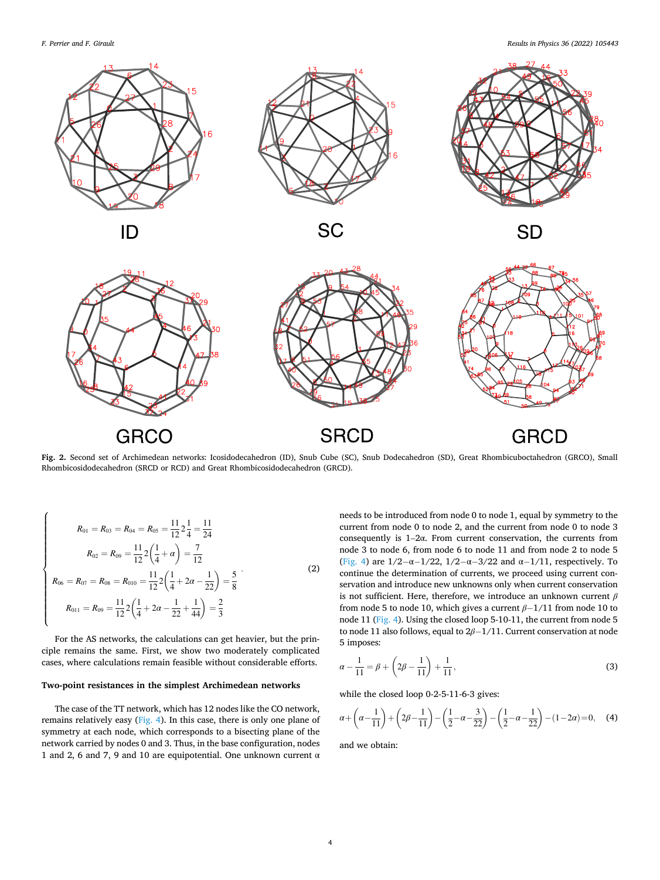Fig. 2. Second set of Archimedean networks: Icosidodecahedron (ID), Snub Cube (SC), Snub Dodecahedron (SD), Great Rhombicuboctahedron (GRCO), Small Rhombicosidodecahedron (SRCD or RCD) and Great Rhombicosidodecahedron (GRCD).

$$
\begin{cases}
R_{01} = R_{03} = R_{04} = R_{05} = \dfrac{11}{12} 2 \dfrac{1}{4} = \dfrac{11}{24} \\
R_{02} = R_{09} = \dfrac{11}{12} 2 \left( \dfrac{1}{4} + \alpha \right) = \dfrac{7}{12} \\
R_{06} = R_{07} = R_{08} = R_{010} = \dfrac{11}{12} 2 \left( \dfrac{1}{4} + 2\alpha - \dfrac{1}{22} \right) = \dfrac{5}{8} \\
R_{011} = R_{09} = \dfrac{11}{12} 2 \left( \dfrac{1}{4} + 2\alpha - \dfrac{1}{22} + \dfrac{1}{44} \right) = \dfrac{2}{3}
\end{cases}
\quad (2)
$$

For the AS networks, the calculations can get heavier, but the principle remains the same. First, we show two moderately complicated cases, where calculations remain feasible without considerable efforts.

### Two-point resistances in the simplest Archimedean networks

The case of the TT network, which has 12 nodes like the CO network, remains relatively easy (Fig. 4). In this case, there is only one plane of symmetry at each node, which corresponds to a bisecting plane of the network carried by nodes 0 and 3. Thus, in the base configuration, nodes 1 and 2, 6 and 7, 9 and 10 are equipotential. One unknown current $\alpha$ needs to be introduced from node 0 to node 1, equal by symmetry to the current from node 0 to node 2, and the current from node 0 to node 3 consequently is $1{-}2\alpha$. From current conservation, the currents from node 3 to node 6, from node 6 to node 11 and from node 2 to node 5 (Fig. 4) are $1/2{-}\alpha{-}1/22$, $1/2{-}\alpha{-}3/22$ and $\alpha{-}1/11$, respectively. To continue the determination of currents, we proceed using current conservation and introduce new unknowns only when current conservation is not sufficient. Here, therefore, we introduce an unknown current $\beta$ from node 5 to node 10, which gives a current $\beta{-}1/11$ from node 10 to node 11 (Fig. 4). Using the closed loop 5-10-11, the current from node 5 to node 11 also follows, equal to $2\beta{-}1/11$. Current conservation at node 5 imposes:

$$
\alpha - \frac{1}{11} = \beta + \left( 2\beta - \frac{1}{11} \right) + \frac{1}{11}, \quad (3)
$$

while the closed loop 0-2-5-11-6-3 gives:

$$
\alpha + \left( \alpha - \frac{1}{11} \right) + \left( 2\beta - \frac{1}{11} \right) - \left( \frac{1}{2} - \alpha - \frac{3}{22} \right) - \left( \frac{1}{2} - \alpha - \frac{1}{22} \right) - (1 - 2\alpha) = 0, \quad (4)
$$

and we obtain: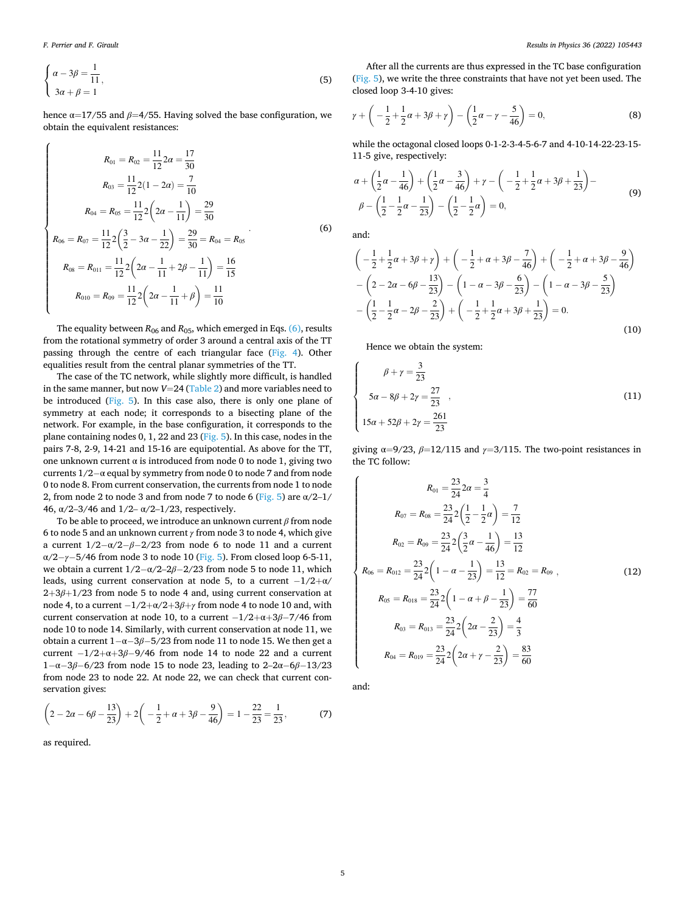$$
\begin{cases} \alpha - 3\beta = \dfrac{1}{11}, \\ 3\alpha + \beta = 1 \end{cases} \tag{5}
$$

hence α=17/55 and β=4/55. Having solved the base configuration, we obtain the equivalent resistances:

$$
\begin{cases}
R_{01} = R_{02} = \dfrac{11}{12} 2\alpha = \dfrac{17}{30} \\
R_{03} = \dfrac{11}{12} 2(1 - 2\alpha) = \dfrac{7}{10} \\
R_{04} = R_{05} = \dfrac{11}{12} 2\left(2\alpha - \dfrac{1}{11}\right) = \dfrac{29}{30} \\
R_{06} = R_{07} = \dfrac{11}{12} 2\left(\dfrac{3}{2} - 3\alpha - \dfrac{1}{22}\right) = \dfrac{29}{30} = R_{04} = R_{05} \\
R_{08} = R_{011} = \dfrac{11}{12} 2\left(2\alpha - \dfrac{1}{11} + 2\beta - \dfrac{1}{11}\right) = \dfrac{16}{15} \\
R_{010} = R_{09} = \dfrac{11}{12} 2\left(2\alpha - \dfrac{1}{11} + \beta\right) = \dfrac{11}{10}
\end{cases} \tag{6}
$$

The equality between $R_{06}$ and $R_{05}$, which emerged in Eqs. (6), results from the rotational symmetry of order 3 around a central axis of the TT passing through the centre of each triangular face (Fig. 4). Other equalities result from the central planar symmetries of the TT.

The case of the TC network, while slightly more difficult, is handled in the same manner, but now $V$=24 (Table 2) and more variables need to be introduced (Fig. 5). In this case also, there is only one plane of symmetry at each node; it corresponds to a bisecting plane of the network. For example, in the base configuration, it corresponds to the plane containing nodes 0, 1, 22 and 23 (Fig. 5). In this case, nodes in the pairs 7-8, 2-9, 14-21 and 15-16 are equipotential. As above for the TT, one unknown current α is introduced from node 0 to node 1, giving two currents 1/2−α equal by symmetry from node 0 to node 7 and from node 0 to node 8. From current conservation, the currents from node 1 to node 2, from node 2 to node 3 and from node 7 to node 6 (Fig. 5) are α/2−1/46, α/2−3/46 and 1/2− α/2−1/23, respectively.

To be able to proceed, we introduce an unknown current β from node 6 to node 5 and an unknown current γ from node 3 to node 4, which give a current 1/2−α/2−β−2/23 from node 6 to node 11 and a current α/2−γ−5/46 from node 3 to node 10 (Fig. 5). From closed loop 6-5-11, we obtain a current 1/2−α/2−2β−2/23 from node 5 to node 11, which leads, using current conservation at node 5, to a current −1/2+α/2+3β+1/23 from node 5 to node 4 and, using current conservation at node 4, to a current −1/2+α/2+3β+γ from node 4 to node 10 and, with current conservation at node 10, to a current −1/2+α+3β−7/46 from node 10 to node 14. Similarly, with current conservation at node 11, we obtain a current 1−α−3β−5/23 from node 11 to node 15. We then get a current −1/2+α+3β−9/46 from node 14 to node 22 and a current 1−α−3β−6/23 from node 15 to node 23, leading to 2−2α−6β−13/23 from node 23 to node 22. At node 22, we can check that current conservation gives:

$$
\left(2 - 2\alpha - 6\beta - \frac{13}{23}\right) + 2\left(-\frac{1}{2} + \alpha + 3\beta - \frac{9}{46}\right) = 1 - \frac{22}{23} = \frac{1}{23}, \tag{7}
$$

as required.

After all the currents are thus expressed in the TC base configuration (Fig. 5), we write the three constraints that have not yet been used. The closed loop 3-4-10 gives:

$$
\gamma + \left(-\frac{1}{2} + \frac{1}{2}\alpha + 3\beta + \gamma\right) - \left(\frac{1}{2}\alpha - \gamma - \frac{5}{46}\right) = 0, \tag{8}
$$

while the octagonal closed loops 0-1-2-3-4-5-6-7 and 4-10-14-22-23-15-11-5 give, respectively:

$$
\begin{aligned}
&\alpha + \left(\frac{1}{2}\alpha - \frac{1}{46}\right) + \left(\frac{1}{2}\alpha - \frac{3}{46}\right) + \gamma - \left(-\frac{1}{2} + \frac{1}{2}\alpha + 3\beta + \frac{1}{23}\right) - \\
&\beta - \left(\frac{1}{2} - \frac{1}{2}\alpha - \frac{1}{23}\right) - \left(\frac{1}{2} - \frac{1}{2}\alpha\right) = 0,
\end{aligned} \tag{9}
$$

and:

$$
\begin{aligned}
&\left(-\frac{1}{2} + \frac{1}{2}\alpha + 3\beta + \gamma\right) + \left(-\frac{1}{2} + \alpha + 3\beta - \frac{7}{46}\right) + \left(-\frac{1}{2} + \alpha + 3\beta - \frac{9}{46}\right) \\
&- \left(2 - 2\alpha - 6\beta - \frac{13}{23}\right) - \left(1 - \alpha - 3\beta - \frac{6}{23}\right) - \left(1 - \alpha - 3\beta - \frac{5}{23}\right) \\
&- \left(\frac{1}{2} - \frac{1}{2}\alpha - 2\beta - \frac{2}{23}\right) + \left(-\frac{1}{2} + \frac{1}{2}\alpha + 3\beta + \frac{1}{23}\right) = 0.
\end{aligned} \tag{10}
$$

Hence we obtain the system:

$$
\begin{cases} \beta + \gamma = \dfrac{3}{23} \\ 5\alpha - 8\beta + 2\gamma = \dfrac{27}{23} \\ 15\alpha + 52\beta + 2\gamma = \dfrac{261}{23} \end{cases} \tag{11}
$$

giving α=9/23, β=12/115 and γ=3/115. The two-point resistances in the TC follow:

$$
\begin{cases}
R_{01} = \dfrac{23}{24} 2\alpha = \dfrac{3}{4} \\
R_{07} = R_{08} = \dfrac{23}{24} 2\left(\dfrac{1}{2} - \dfrac{1}{2}\alpha\right) = \dfrac{7}{12} \\
R_{02} = R_{09} = \dfrac{23}{24} 2\left(\dfrac{3}{2}\alpha - \dfrac{1}{46}\right) = \dfrac{13}{12} \\
R_{06} = R_{012} = \dfrac{23}{24} 2\left(1 - \alpha - \dfrac{1}{23}\right) = \dfrac{13}{12} = R_{02} = R_{09} \\
R_{05} = R_{018} = \dfrac{23}{24} 2\left(1 - \alpha + \beta - \dfrac{1}{23}\right) = \dfrac{77}{60} \\
R_{03} = R_{013} = \dfrac{23}{24} 2\left(2\alpha - \dfrac{2}{23}\right) = \dfrac{4}{3} \\
R_{04} = R_{019} = \dfrac{23}{24} 2\left(2\alpha + \gamma - \dfrac{2}{23}\right) = \dfrac{83}{60}
\end{cases}, \tag{12}
$$

and: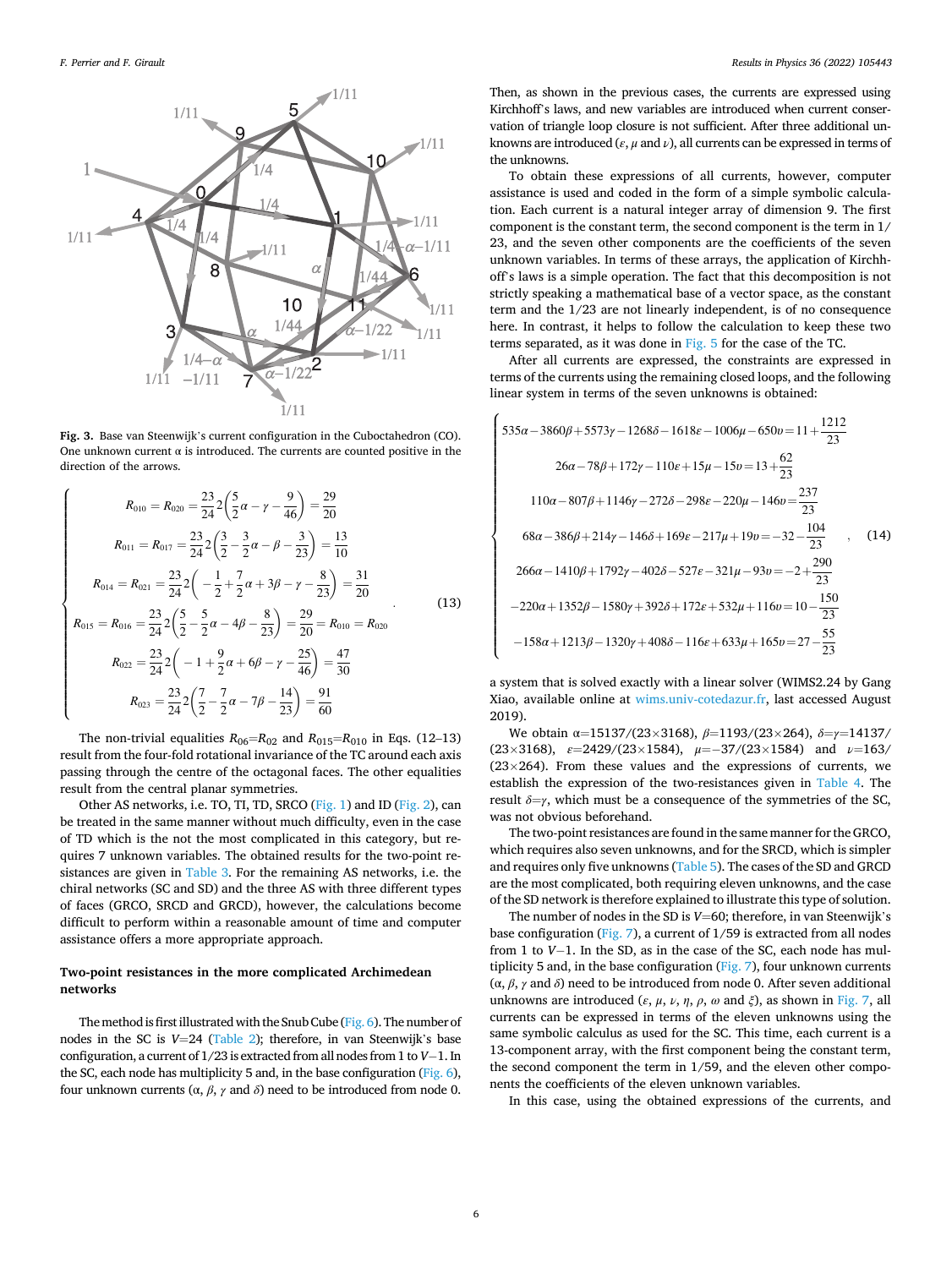Fig. 3. Base van Steenwijk's current configuration in the Cuboctahedron (CO). One unknown current $\alpha$ is introduced. The currents are counted positive in the direction of the arrows.

$$
\begin{cases}
R_{010} = R_{020} = \dfrac{23}{24}2\left(\dfrac{5}{2}\alpha - \gamma - \dfrac{9}{46}\right) = \dfrac{29}{20} \\
R_{011} = R_{017} = \dfrac{23}{24}2\left(\dfrac{3}{2} - \dfrac{3}{2}\alpha - \beta - \dfrac{3}{23}\right) = \dfrac{13}{10} \\
R_{014} = R_{021} = \dfrac{23}{24}2\left(-\dfrac{1}{2} + \dfrac{7}{2}\alpha + 3\beta - \gamma - \dfrac{8}{23}\right) = \dfrac{31}{20} \\
R_{015} = R_{016} = \dfrac{23}{24}2\left(\dfrac{5}{2} - \dfrac{5}{2}\alpha - 4\beta - \dfrac{8}{23}\right) = \dfrac{29}{20} = R_{010} = R_{020} \\
R_{022} = \dfrac{23}{24}2\left(-1 + \dfrac{9}{2}\alpha + 6\beta - \gamma - \dfrac{25}{46}\right) = \dfrac{47}{30} \\
R_{023} = \dfrac{23}{24}2\left(\dfrac{7}{2} - \dfrac{7}{2}\alpha - 7\beta - \dfrac{14}{23}\right) = \dfrac{91}{60}
\end{cases}
\quad (13)
$$

The non-trivial equalities $R_{06}=R_{02}$ and $R_{015}=R_{010}$ in Eqs. (12–13) result from the four-fold rotational invariance of the TC around each axis passing through the centre of the octagonal faces. The other equalities result from the central planar symmetries.

Other AS networks, i.e. TO, TI, TD, SRCO (Fig. 1) and ID (Fig. 2), can be treated in the same manner without much difficulty, even in the case of TD which is the not the most complicated in this category, but requires 7 unknown variables. The obtained results for the two-point resistances are given in Table 3. For the remaining AS networks, i.e. the chiral networks (SC and SD) and the three AS with three different types of faces (GRCO, SRCD and GRCD), however, the calculations become difficult to perform within a reasonable amount of time and computer assistance offers a more appropriate approach.

## Two-point resistances in the more complicated Archimedean networks

The method is first illustrated with the Snub Cube (Fig. 6). The number of nodes in the SC is $V=24$ (Table 2); therefore, in van Steenwijk's base configuration, a current of $1/23$ is extracted from all nodes from 1 to $V-1$. In the SC, each node has multiplicity 5 and, in the base configuration (Fig. 6), four unknown currents ($\alpha$, $\beta$, $\gamma$ and $\delta$) need to be introduced from node 0. Then, as shown in the previous cases, the currents are expressed using Kirchhoff's laws, and new variables are introduced when current conservation of triangle loop closure is not sufficient. After three additional unknowns are introduced ($\varepsilon$, $\mu$ and $\nu$), all currents can be expressed in terms of the unknowns.

To obtain these expressions of all currents, however, computer assistance is used and coded in the form of a simple symbolic calculation. Each current is a natural integer array of dimension 9. The first component is the constant term, the second component is the term in $1/23$, and the seven other components are the coefficients of the seven unknown variables. In terms of these arrays, the application of Kirchhoff's laws is a simple operation. The fact that this decomposition is not strictly speaking a mathematical base of a vector space, as the constant term and the $1/23$ are not linearly independent, is of no consequence here. In contrast, it helps to follow the calculation to keep these two terms separated, as it was done in Fig. 5 for the case of the TC.

After all currents are expressed, the constraints are expressed in terms of the currents using the remaining closed loops, and the following linear system in terms of the seven unknowns is obtained:

$$
\begin{cases}
535\alpha - 3860\beta + 5573\gamma - 1268\delta - 1618\varepsilon - 1006\mu - 650\nu = 11 + \dfrac{1212}{23} \\
26\alpha - 78\beta + 172\gamma - 110\varepsilon + 15\mu - 15\nu = 13 + \dfrac{62}{23} \\
110\alpha - 807\beta + 1146\gamma - 272\delta - 298\varepsilon - 220\mu - 146\nu = \dfrac{237}{23} \\
68\alpha - 386\beta + 214\gamma - 146\delta + 169\varepsilon - 217\mu + 19\nu = -32 - \dfrac{104}{23} \\
266\alpha - 1410\beta + 1792\gamma - 402\delta - 527\varepsilon - 321\mu - 93\nu = -2 + \dfrac{290}{23} \\
-220\alpha + 1352\beta - 1580\gamma + 392\delta + 172\varepsilon + 532\mu + 116\nu = 10 - \dfrac{150}{23} \\
-158\alpha + 1213\beta - 1320\gamma + 408\delta - 116\varepsilon + 633\mu + 165\nu = 27 - \dfrac{55}{23}
\end{cases}
, \quad (14)
$$

a system that is solved exactly with a linear solver (WIMS2.24 by Gang Xiao, available online at wims.univ-cotedazur.fr, last accessed August 2019).

We obtain $\alpha=15137/(23\times3168)$, $\beta=1193/(23\times264)$, $\delta=\gamma=14137/(23\times3168)$, $\varepsilon=2429/(23\times1584)$, $\mu=-37/(23\times1584)$ and $\nu=163/(23\times264)$. From these values and the expressions of currents, we establish the expression of the two-resistances given in Table 4. The result $\delta=\gamma$, which must be a consequence of the symmetries of the SC, was not obvious beforehand.

The two-point resistances are found in the same manner for the GRCO, which requires also seven unknowns, and for the SRCD, which is simpler and requires only five unknowns (Table 5). The cases of the SD and GRCD are the most complicated, both requiring eleven unknowns, and the case of the SD network is therefore explained to illustrate this type of solution.

The number of nodes in the SD is $V=60$; therefore, in van Steenwijk's base configuration (Fig. 7), a current of $1/59$ is extracted from all nodes from 1 to $V-1$. In the SD, as in the case of the SC, each node has multiplicity 5 and, in the base configuration (Fig. 7), four unknown currents ($\alpha$, $\beta$, $\gamma$ and $\delta$) need to be introduced from node 0. After seven additional unknowns are introduced ($\varepsilon$, $\mu$, $\nu$, $\eta$, $\rho$, $\omega$ and $\xi$), as shown in Fig. 7, all currents can be expressed in terms of the eleven unknowns using the same symbolic calculus as used for the SC. This time, each current is a 13-component array, with the first component being the constant term, the second component the term in $1/59$, and the eleven other components the coefficients of the eleven unknown variables.

In this case, using the obtained expressions of the currents, and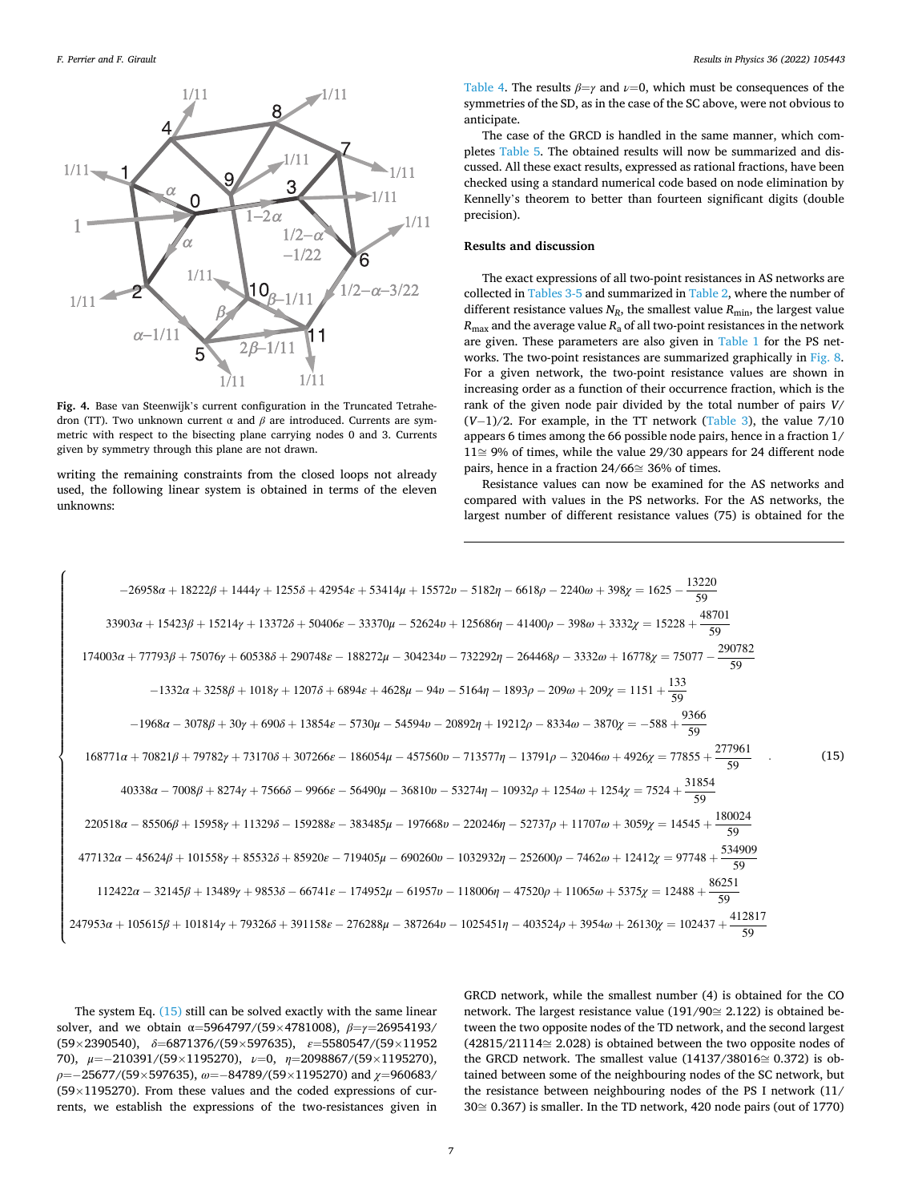**Fig. 4.** Base van Steenwijk's current configuration in the Truncated Tetrahedron (TT). Two unknown current $\alpha$ and $\beta$ are introduced. Currents are symmetric with respect to the bisecting plane carrying nodes 0 and 3. Currents given by symmetry through this plane are not drawn.

writing the remaining constraints from the closed loops not already used, the following linear system is obtained in terms of the eleven unknowns:

$$
\left\{
\begin{array}{l}
-26958\alpha + 18222\beta + 1444\gamma + 1255\delta + 42954\varepsilon + 53414\mu + 15572\upsilon - 5182\eta - 6618\rho - 2240\omega + 398\chi = 1625 - \frac{13220}{59} \\
33903\alpha + 15423\beta + 15214\gamma + 13372\delta + 50406\varepsilon - 33370\mu - 52624\upsilon + 125686\eta - 41400\rho - 398\omega + 3332\chi = 15228 + \frac{48701}{59} \\
174003\alpha + 77793\beta + 75076\gamma + 60538\delta + 290748\varepsilon - 188272\mu - 304234\upsilon - 732292\eta - 264468\rho - 3332\omega + 16778\chi = 75077 - \frac{290782}{59} \\
-1332\alpha + 3258\beta + 1018\gamma + 1207\delta + 6894\varepsilon + 4628\mu - 94\upsilon - 5164\eta - 1893\rho - 209\omega + 209\chi = 1151 + \frac{133}{59} \\
-1968\alpha - 3078\beta + 30\gamma + 690\delta + 13854\varepsilon - 5730\mu - 54594\upsilon - 20892\eta + 19212\rho - 8334\omega - 3870\chi = -588 + \frac{9366}{59} \\
168771\alpha + 70821\beta + 79782\gamma + 73170\delta + 307266\varepsilon - 186054\mu - 457560\upsilon - 713577\eta - 13791\rho - 32046\omega + 4926\chi = 77855 + \frac{277961}{59} \\
40338\alpha - 7008\beta + 8274\gamma + 7566\delta - 9966\varepsilon - 56490\mu - 36810\upsilon - 53274\eta - 10932\rho + 1254\omega + 1254\chi = 7524 + \frac{31854}{59} \\
220518\alpha - 85506\beta + 15958\gamma + 11329\delta - 159288\varepsilon - 383485\mu - 197668\upsilon - 220246\eta - 52737\rho + 11707\omega + 3059\chi = 14545 + \frac{180024}{59} \\
477132\alpha - 45624\beta + 101558\gamma + 85532\delta + 85920\varepsilon - 719405\mu - 690260\upsilon - 1032932\eta - 252600\rho - 7462\omega + 12412\chi = 97748 + \frac{534909}{59} \\
112422\alpha - 32145\beta + 13489\gamma + 9853\delta - 66741\varepsilon - 174952\mu - 61957\upsilon - 118006\eta - 47520\rho + 11065\omega + 5375\chi = 12488 + \frac{86251}{59} \\
247953\alpha + 105615\beta + 101814\gamma + 79326\delta + 391158\varepsilon - 276288\mu - 387264\upsilon - 1025451\eta - 403524\rho + 3954\omega + 26130\chi = 102437 + \frac{412817}{59}
\end{array}
\right. \quad (15)
$$

The system Eq. (15) still can be solved exactly with the same linear solver, and we obtain $\alpha$=5964797/(59×4781008), $\beta$=$\gamma$=26954193/(59×2390540), $\delta$=6871376/(59×597635), $\varepsilon$=5580547/(59×1195270), $\mu$=−210391/(59×1195270), $\nu$=0, $\eta$=2098867/(59×1195270), $\rho$=−25677/(59×597635), $\omega$=−84789/(59×1195270) and $\chi$=960683/(59×1195270). From these values and the coded expressions of currents, we establish the expressions of the two-resistances given in Table 4. The results $\beta$=$\gamma$ and $\nu$=0, which must be consequences of the symmetries of the SD, as in the case of the SC above, were not obvious to anticipate.

The case of the GRCD is handled in the same manner, which completes Table 5. The obtained results will now be summarized and discussed. All these exact results, expressed as rational fractions, have been checked using a standard numerical code based on node elimination by Kennelly's theorem to better than fourteen significant digits (double precision).

## Results and discussion

The exact expressions of all two-point resistances in AS networks are collected in Tables 3-5 and summarized in Table 2, where the number of different resistance values $N_R$, the smallest value $R_{min}$, the largest value $R_{max}$ and the average value $R_a$ of all two-point resistances in the network are given. These parameters are also given in Table 1 for the PS networks. The two-point resistances are summarized graphically in Fig. 8. For a given network, the two-point resistance values are shown in increasing order as a function of their occurrence fraction, which is the rank of the given node pair divided by the total number of pairs $V/(V-1)/2$. For example, in the TT network (Table 3), the value 7/10 appears 6 times among the 66 possible node pairs, hence in a fraction 1/11≅ 9% of times, while the value 29/30 appears for 24 different node pairs, hence in a fraction 24/66≅ 36% of times.

Resistance values can now be examined for the AS networks and compared with values in the PS networks. For the AS networks, the largest number of different resistance values (75) is obtained for the GRCD network, while the smallest number (4) is obtained for the CO network. The largest resistance value (191/90≅ 2.122) is obtained between the two opposite nodes of the TD network, and the second largest (42815/21114≅ 2.028) is obtained between the two opposite nodes of the GRCD network. The smallest value (14137/38016≅ 0.372) is obtained between some of the neighbouring nodes of the SC network, but the resistance between neighbouring nodes of the PS I network (11/30≅ 0.367) is smaller. In the TD network, 420 node pairs (out of 1770)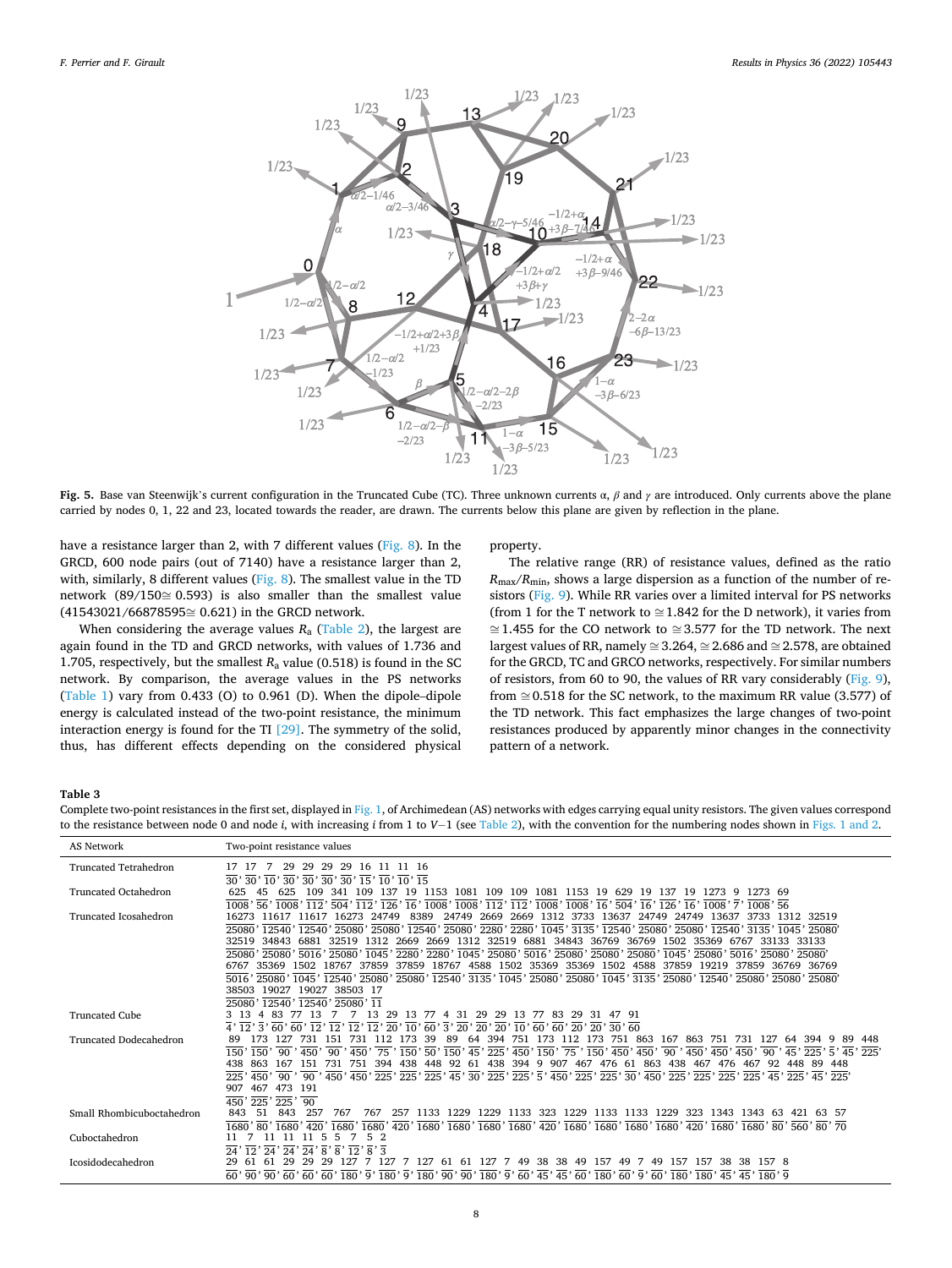**Fig. 5.** Base van Steenwijk's current configuration in the Truncated Cube (TC). Three unknown currents α, β and γ are introduced. Only currents above the plane carried by nodes 0, 1, 22 and 23, located towards the reader, are drawn. The currents below this plane are given by reflection in the plane.

have a resistance larger than 2, with 7 different values (Fig. 8). In the GRCD, 600 node pairs (out of 7140) have a resistance larger than 2, with, similarly, 8 different values (Fig. 8). The smallest value in the TD network (89/150≅ 0.593) is also smaller than the smallest value (41543021/66878595≅ 0.621) in the GRCD network.

When considering the average values $R_a$ (Table 2), the largest are again found in the TD and GRCD networks, with values of 1.736 and 1.705, respectively, but the smallest $R_a$ value (0.518) is found in the SC network. By comparison, the average values in the PS networks (Table 1) vary from 0.433 (O) to 0.961 (D). When the dipole–dipole energy is calculated instead of the two-point resistance, the minimum interaction energy is found for the TI [29]. The symmetry of the solid, thus, has different effects depending on the considered physical property.

The relative range (RR) of resistance values, defined as the ratio $R_{max}/R_{min}$, shows a large dispersion as a function of the number of resistors (Fig. 9). While RR varies over a limited interval for PS networks (from 1 for the T network to ≅1.842 for the D network), it varies from ≅1.455 for the CO network to ≅3.577 for the TD network. The next largest values of RR, namely ≅3.264, ≅2.686 and ≅2.578, are obtained for the GRCD, TC and GRCO networks, respectively. For similar numbers of resistors, from 60 to 90, the values of RR vary considerably (Fig. 9), from ≅0.518 for the SC network, to the maximum RR value (3.577) of the TD network. This fact emphasizes the large changes of two-point resistances produced by apparently minor changes in the connectivity pattern of a network.

**Table 3**
Complete two-point resistances in the first set, displayed in Fig. 1, of Archimedean (AS) networks with edges carrying equal unity resistors. The given values correspond to the resistance between node 0 and node *i*, with increasing *i* from 1 to *V*−1 (see Table 2), with the convention for the numbering nodes shown in Figs. 1 and 2.

| AS Network | Two-point resistance values |
|---|---|
| Truncated Tetrahedron | $\frac{17}{30}, \frac{17}{30}, \frac{7}{10}, \frac{29}{30}, \frac{29}{30}, \frac{29}{30}, \frac{29}{30}, \frac{16}{15}, \frac{11}{10}, \frac{11}{10}, \frac{16}{15}$ |
| Truncated Octahedron | $\frac{625}{1008}, \frac{45}{56}, \frac{625}{1008}, \frac{109}{112}, \frac{341}{504}, \frac{109}{112}, \frac{137}{126}, \frac{19}{16}, \frac{1153}{1008}, \frac{1081}{1008}, \frac{109}{112}, \frac{109}{112}, \frac{1081}{1008}, \frac{1153}{1008}, \frac{19}{16}, \frac{629}{504}, \frac{19}{16}, \frac{137}{126}, \frac{19}{16}, \frac{1273}{1008}, \frac{9}{7}, \frac{1273}{1008}, \frac{69}{56}$ |
| Truncated Icosahedron | $\frac{16273}{25080}, \frac{11617}{12540}, \frac{11617}{12540}, \frac{16273}{25080}, \frac{24749}{25080}, \frac{8389}{12540}, \frac{24749}{25080}, \frac{2669}{2280}, \frac{2669}{2280}, \frac{1312}{1045}, \frac{3733}{3135}, \frac{13637}{12540}, \frac{24749}{25080}, \frac{24749}{25080}, \frac{13637}{12540}, \frac{3733}{3135}, \frac{1312}{1045}, \frac{32519}{25080}, \frac{32519}{25080}, \frac{34843}{25080}, \frac{6881}{5016}, \frac{32519}{25080}, \frac{1312}{1045}, \frac{2669}{2280}, \frac{2669}{2280}, \frac{1312}{1045}, \frac{32519}{25080}, \frac{6881}{5016}, \frac{34843}{25080}, \frac{36769}{25080}, \frac{36769}{25080}, \frac{1502}{1045}, \frac{35369}{25080}, \frac{6767}{5016}, \frac{33133}{25080}, \frac{33133}{25080}, \frac{6767}{5016}, \frac{35369}{25080}, \frac{1502}{1045}, \frac{18767}{12540}, \frac{37859}{25080}, \frac{37859}{25080}, \frac{18767}{12540}, \frac{4588}{3135}, \frac{1502}{1045}, \frac{35369}{25080}, \frac{35369}{25080}, \frac{1502}{1045}, \frac{4588}{3135}, \frac{37859}{25080}, \frac{19219}{12540}, \frac{37859}{25080}, \frac{36769}{25080}, \frac{36769}{25080}, \frac{38503}{25080}, \frac{19027}{12540}, \frac{19027}{12540}, \frac{38503}{25080}, \frac{17}{11}$ |
| Truncated Cube | $\frac{3}{4}, \frac{13}{12}, \frac{4}{3}, \frac{83}{60}, \frac{77}{60}, \frac{13}{12}, \frac{7}{12}, \frac{7}{12}, \frac{13}{12}, \frac{29}{20}, \frac{13}{10}, \frac{77}{60}, \frac{4}{3}, \frac{31}{20}, \frac{29}{20}, \frac{29}{20}, \frac{13}{10}, \frac{77}{60}, \frac{83}{60}, \frac{29}{20}, \frac{31}{20}, \frac{47}{30}, \frac{91}{60}$ |
| Truncated Dodecahedron | $\frac{89}{150}, \frac{173}{150}, \frac{127}{90}, \frac{731}{450}, \frac{151}{90}, \frac{731}{450}, \frac{112}{75}, \frac{173}{150}, \frac{39}{50}, \frac{89}{150}, \frac{64}{45}, \frac{394}{225}, \frac{751}{450}, \frac{173}{150}, \frac{112}{75}, \frac{173}{150}, \frac{751}{450}, \frac{863}{450}, \frac{167}{90}, \frac{863}{450}, \frac{751}{450}, \frac{731}{450}, \frac{127}{90}, \frac{64}{45}, \frac{394}{225}, \frac{9}{5}, \frac{89}{45}, \frac{448}{225}, \frac{438}{225}, \frac{863}{450}, \frac{167}{90}, \frac{151}{90}, \frac{731}{450}, \frac{751}{450}, \frac{394}{225}, \frac{438}{225}, \frac{448}{225}, \frac{92}{45}, \frac{61}{30}, \frac{438}{225}, \frac{394}{225}, \frac{9}{5}, \frac{907}{450}, \frac{467}{225}, \frac{476}{225}, \frac{61}{30}, \frac{863}{450}, \frac{438}{225}, \frac{467}{225}, \frac{476}{225}, \frac{467}{225}, \frac{92}{45}, \frac{448}{225}, \frac{89}{45}, \frac{448}{225}, \frac{907}{450}, \frac{467}{225}, \frac{473}{225}, \frac{191}{90}$ |
| Small Rhombicuboctahedron | $\frac{843}{1680}, \frac{51}{80}, \frac{843}{1680}, \frac{257}{420}, \frac{767}{1680}, \frac{767}{1680}, \frac{257}{420}, \frac{1133}{1680}, \frac{1229}{1680}, \frac{1229}{1680}, \frac{1133}{1680}, \frac{323}{420}, \frac{1229}{1680}, \frac{1133}{1680}, \frac{1133}{1680}, \frac{1229}{1680}, \frac{323}{420}, \frac{1343}{1680}, \frac{1343}{1680}, \frac{63}{80}, \frac{421}{560}, \frac{63}{80}, \frac{57}{70}$ |
| Cuboctahedron | $\frac{11}{24}, \frac{7}{12}, \frac{11}{24}, \frac{11}{24}, \frac{11}{24}, \frac{5}{8}, \frac{5}{8}, \frac{7}{12}, \frac{5}{8}, \frac{2}{3}$ |
| Icosidodecahedron | $\frac{29}{60}, \frac{61}{90}, \frac{61}{90}, \frac{29}{60}, \frac{29}{60}, \frac{29}{60}, \frac{127}{180}, \frac{7}{9}, \frac{127}{180}, \frac{7}{9}, \frac{127}{180}, \frac{61}{90}, \frac{61}{90}, \frac{127}{180}, \frac{7}{9}, \frac{49}{60}, \frac{38}{45}, \frac{38}{45}, \frac{49}{60}, \frac{157}{180}, \frac{49}{60}, \frac{7}{9}, \frac{49}{60}, \frac{157}{180}, \frac{157}{180}, \frac{38}{45}, \frac{38}{45}, \frac{157}{180}, \frac{8}{9}$ |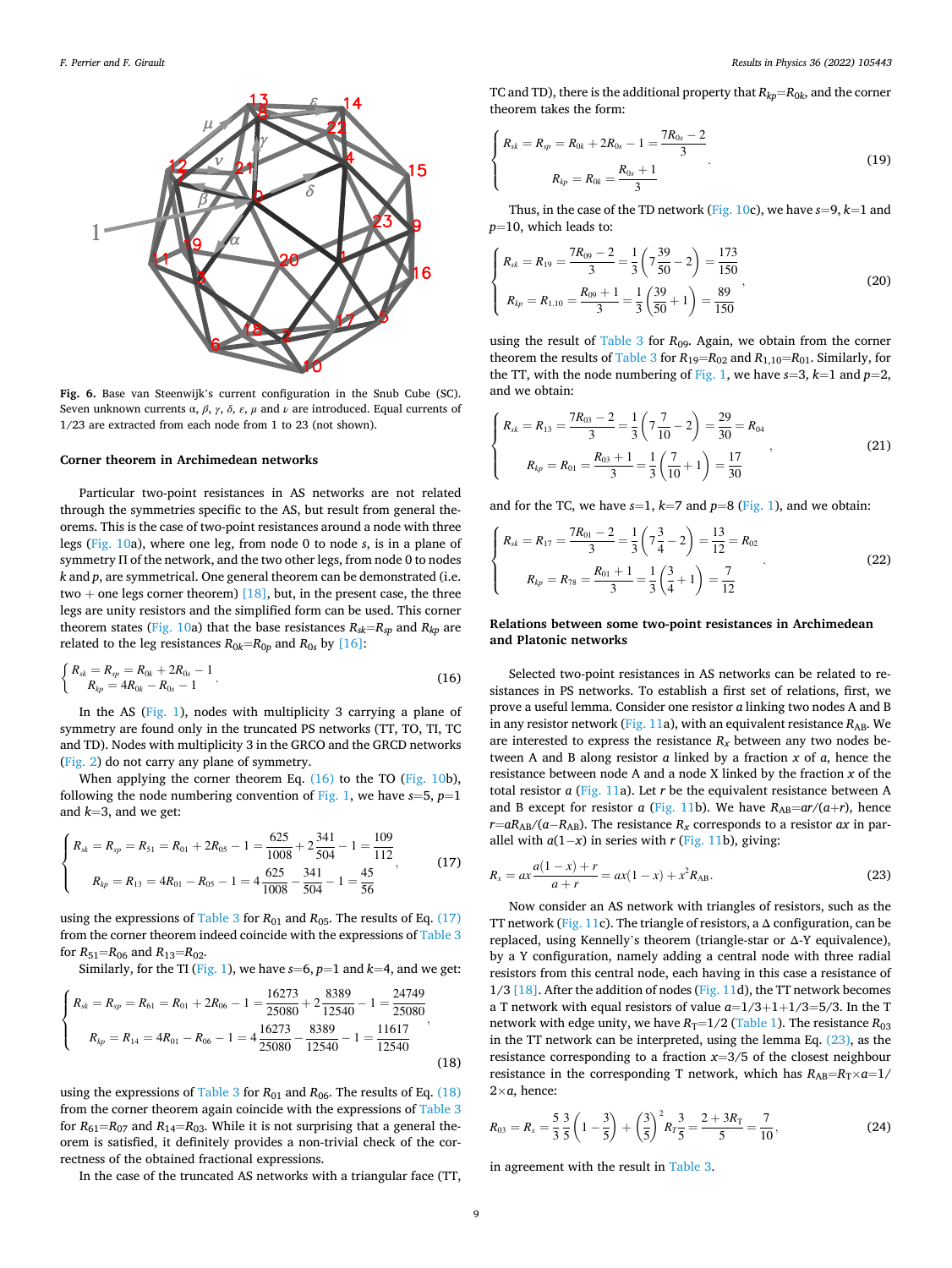Fig. 6. Base van Steenwijk's current configuration in the Snub Cube (SC). Seven unknown currents $\alpha$, $\beta$, $\gamma$, $\delta$, $\varepsilon$, $\mu$ and $\nu$ are introduced. Equal currents of 1/23 are extracted from each node from 1 to 23 (not shown).

### Corner theorem in Archimedean networks

Particular two-point resistances in AS networks are not related through the symmetries specific to the AS, but result from general theorems. This is the case of two-point resistances around a node with three legs (Fig. 10a), where one leg, from node 0 to node $s$, is in a plane of symmetry $\Pi$ of the network, and the two other legs, from node 0 to nodes $k$ and $p$, are symmetrical. One general theorem can be demonstrated (i.e. two + one legs corner theorem) [18], but, in the present case, the three legs are unity resistors and the simplified form can be used. This corner theorem states (Fig. 10a) that the base resistances $R_{sk}$=$R_{sp}$ and $R_{kp}$ are related to the leg resistances $R_{0k}$=$R_{0p}$ and $R_{0s}$ by [16]:

$$\begin{cases} R_{sk} = R_{sp} = R_{0k} + 2R_{0s} - 1 \\ R_{kp} = 4R_{0k} - R_{0s} - 1 \end{cases}. \tag{16}$$

In the AS (Fig. 1), nodes with multiplicity 3 carrying a plane of symmetry are found only in the truncated PS networks (TT, TO, TI, TC and TD). Nodes with multiplicity 3 in the GRCO and the GRCD networks (Fig. 2) do not carry any plane of symmetry.

When applying the corner theorem Eq. (16) to the TO (Fig. 10b), following the node numbering convention of Fig. 1, we have $s$=5, $p$=1 and $k$=3, and we get:

$$\begin{cases} R_{sk} = R_{sp} = R_{51} = R_{01} + 2R_{05} - 1 = \dfrac{625}{1008} + 2\dfrac{341}{504} - 1 = \dfrac{109}{112} \\ R_{kp} = R_{13} = 4R_{01} - R_{05} - 1 = 4\dfrac{625}{1008} - \dfrac{341}{504} - 1 = \dfrac{45}{56} \end{cases}, \tag{17}$$

using the expressions of Table 3 for $R_{01}$ and $R_{05}$. The results of Eq. (17) from the corner theorem indeed coincide with the expressions of Table 3 for $R_{51}$=$R_{06}$ and $R_{13}$=$R_{02}$.

Similarly, for the TI (Fig. 1), we have $s$=6, $p$=1 and $k$=4, and we get:

$$\begin{cases} R_{sk} = R_{sp} = R_{61} = R_{01} + 2R_{06} - 1 = \dfrac{16273}{25080} + 2\dfrac{8389}{12540} - 1 = \dfrac{24749}{25080} \\ R_{kp} = R_{14} = 4R_{01} - R_{06} - 1 = 4\dfrac{16273}{25080} - \dfrac{8389}{12540} - 1 = \dfrac{11617}{12540} \end{cases}, \tag{18}$$

using the expressions of Table 3 for $R_{01}$ and $R_{06}$. The results of Eq. (18) from the corner theorem again coincide with the expressions of Table 3 for $R_{61}$=$R_{07}$ and $R_{14}$=$R_{03}$. While it is not surprising that a general theorem is satisfied, it definitely provides a non-trivial check of the correctness of the obtained fractional expressions.

In the case of the truncated AS networks with a triangular face (TT, TC and TD), there is the additional property that $R_{kp}$=$R_{0k}$, and the corner theorem takes the form:

$$\begin{cases} R_{sk} = R_{sp} = R_{0k} + 2R_{0s} - 1 = \dfrac{7R_{0s} - 2}{3} \\ R_{kp} = R_{0k} = \dfrac{R_{0s} + 1}{3} \end{cases}. \tag{19}$$

Thus, in the case of the TD network (Fig. 10c), we have $s$=9, $k$=1 and $p$=10, which leads to:

$$\begin{cases} R_{sk} = R_{19} = \dfrac{7R_{09} - 2}{3} = \dfrac{1}{3}\left(7\dfrac{39}{50} - 2\right) = \dfrac{173}{150} \\ R_{kp} = R_{1,10} = \dfrac{R_{09} + 1}{3} = \dfrac{1}{3}\left(\dfrac{39}{50} + 1\right) = \dfrac{89}{150} \end{cases}, \tag{20}$$

using the result of Table 3 for $R_{09}$. Again, we obtain from the corner theorem the results of Table 3 for $R_{19}$=$R_{02}$ and $R_{1,10}$=$R_{01}$. Similarly, for the TT, with the node numbering of Fig. 1, we have $s$=3, $k$=1 and $p$=2, and we obtain:

$$\begin{cases} R_{sk} = R_{13} = \dfrac{7R_{03} - 2}{3} = \dfrac{1}{3}\left(7\dfrac{7}{10} - 2\right) = \dfrac{29}{30} = R_{04} \\ R_{kp} = R_{01} = \dfrac{R_{03} + 1}{3} = \dfrac{1}{3}\left(\dfrac{7}{10} + 1\right) = \dfrac{17}{30} \end{cases}, \tag{21}$$

and for the TC, we have $s$=1, $k$=7 and $p$=8 (Fig. 1), and we obtain:

$$\begin{cases} R_{sk} = R_{17} = \dfrac{7R_{01} - 2}{3} = \dfrac{1}{3}\left(7\dfrac{3}{4} - 2\right) = \dfrac{13}{12} = R_{02} \\ R_{kp} = R_{78} = \dfrac{R_{01} + 1}{3} = \dfrac{1}{3}\left(\dfrac{3}{4} + 1\right) = \dfrac{7}{12} \end{cases}. \tag{22}$$

### Relations between some two-point resistances in Archimedean and Platonic networks

Selected two-point resistances in AS networks can be related to resistances in PS networks. To establish a first set of relations, first, we prove a useful lemma. Consider one resistor $a$ linking two nodes A and B in any resistor network (Fig. 11a), with an equivalent resistance $R_{AB}$. We are interested to express the resistance $R_x$ between any two nodes between A and B along resistor $a$ linked by a fraction $x$ of $a$, hence the resistance between node A and a node X linked by the fraction $x$ of the total resistor $a$ (Fig. 11a). Let $r$ be the equivalent resistance between A and B except for resistor $a$ (Fig. 11b). We have $R_{AB}$=$ar/(a+r)$, hence $r$=$aR_{AB}/(a-R_{AB})$. The resistance $R_x$ corresponds to a resistor $ax$ in parallel with $a(1-x)$ in series with $r$ (Fig. 11b), giving:

$$R_x = ax\frac{a(1-x) + r}{a + r} = ax(1-x) + x^2 R_{AB}. \tag{23}$$

Now consider an AS network with triangles of resistors, such as the TT network (Fig. 11c). The triangle of resistors, a $\Delta$ configuration, can be replaced, using Kennelly's theorem (triangle-star or $\Delta$-Y equivalence), by a Y configuration, namely adding a central node with three radial resistors from this central node, each having in this case a resistance of 1/3 [18]. After the addition of nodes (Fig. 11d), the TT network becomes a T network with equal resistors of value $a$=1/3+1+1/3=5/3. In the T network with edge unity, we have $R_T$=1/2 (Table 1). The resistance $R_{03}$ in the TT network can be interpreted, using the lemma Eq. (23), as the resistance corresponding to a fraction $x$=3/5 of the closest neighbour resistance in the corresponding T network, which has $R_{AB}$=$R_T$×$a$=1/2×$a$, hence:

$$R_{03} = R_x = \frac{5}{3}\frac{3}{5}\left(1 - \frac{3}{5}\right) + \left(\frac{3}{5}\right)^2 R_T\frac{3}{5} = \frac{2 + 3R_T}{5} = \frac{7}{10}, \tag{24}$$

in agreement with the result in Table 3.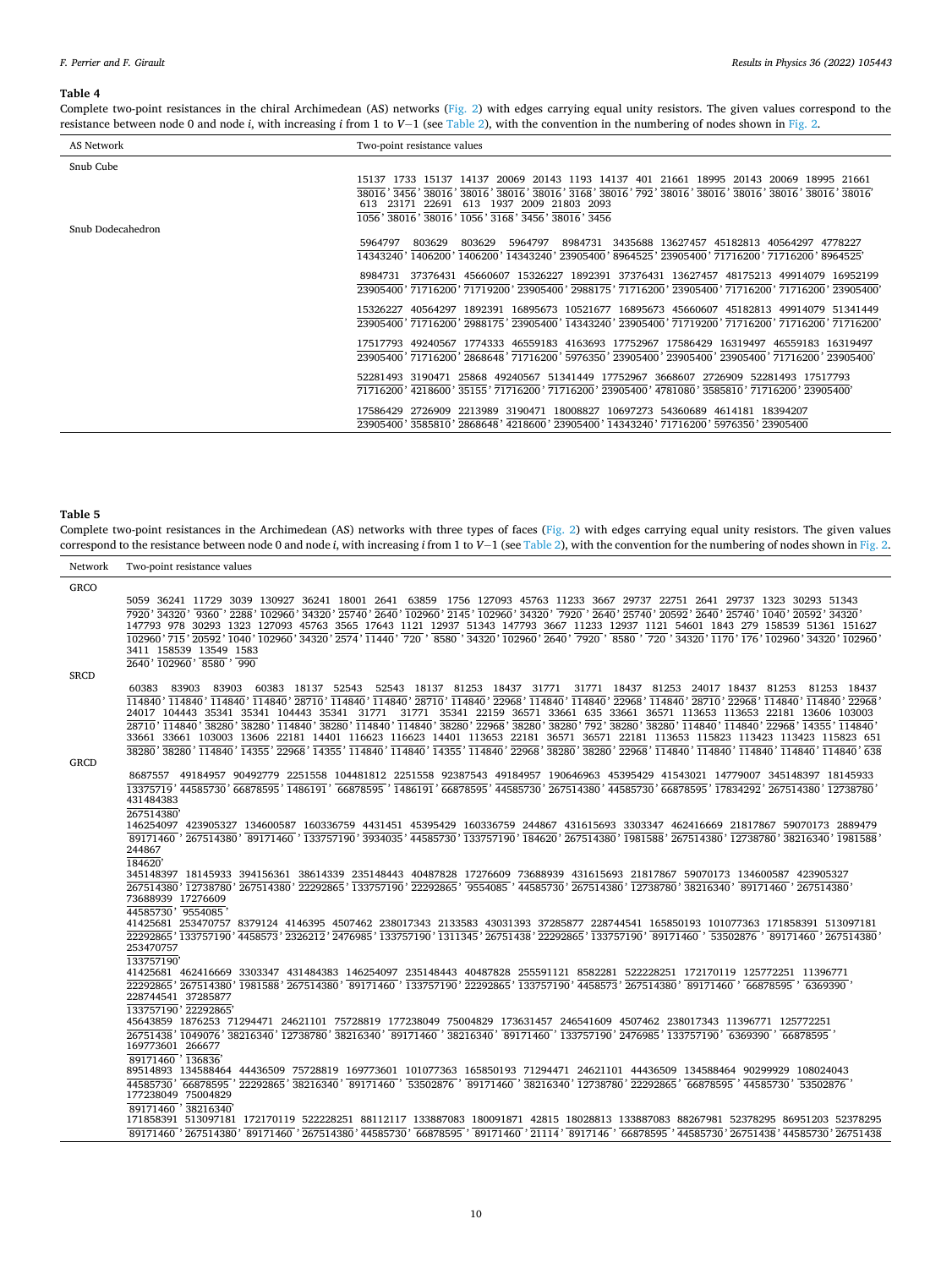**Table 4**

Complete two-point resistances in the chiral Archimedean (AS) networks (Fig. 2) with edges carrying equal unity resistors. The given values correspond to the resistance between node 0 and node $i$, with increasing $i$ from 1 to $V-1$ (see Table 2), with the convention in the numbering of nodes shown in Fig. 2.

| AS Network | Two-point resistance values |
|---|---|
| Snub Cube | $\frac{15137}{38016}$, $\frac{1733}{3456}$, $\frac{15137}{38016}$, $\frac{14137}{38016}$, $\frac{20069}{38016}$, $\frac{20143}{38016}$, $\frac{1193}{3168}$, $\frac{14137}{38016}$, $\frac{401}{792}$, $\frac{21661}{38016}$, $\frac{18995}{38016}$, $\frac{20143}{38016}$, $\frac{20069}{38016}$, $\frac{18995}{38016}$, $\frac{21661}{38016}$, $\frac{613}{1056}$, $\frac{23171}{38016}$, $\frac{22691}{38016}$, $\frac{613}{1056}$, $\frac{1937}{3168}$, $\frac{2009}{3456}$, $\frac{21803}{38016}$, $\frac{2093}{3456}$ |
| Snub Dodecahedron | $\frac{5964797}{14343240}$, $\frac{803629}{1406200}$, $\frac{803629}{1406200}$, $\frac{5964797}{14343240}$, $\frac{8984731}{23905400}$, $\frac{3435688}{8964525}$, $\frac{13627457}{23905400}$, $\frac{45182813}{71716200}$, $\frac{40564297}{71716200}$, $\frac{4778227}{8964525}$, $\frac{8984731}{23905400}$, $\frac{37376431}{71716200}$, $\frac{45660607}{71719200}$, $\frac{15326227}{23905400}$, $\frac{1892391}{2988175}$, $\frac{37376431}{71716200}$, $\frac{13627457}{23905400}$, $\frac{48175213}{71716200}$, $\frac{49914079}{71716200}$, $\frac{16952199}{23905400}$, $\frac{15326227}{23905400}$, $\frac{40564297}{71716200}$, $\frac{1892391}{2988175}$, $\frac{16895673}{23905400}$, $\frac{10521677}{14343240}$, $\frac{16895673}{23905400}$, $\frac{45660607}{71719200}$, $\frac{45182813}{71716200}$, $\frac{49914079}{71716200}$, $\frac{51341449}{71716200}$, $\frac{17517793}{23905400}$, $\frac{49240567}{71716200}$, $\frac{1774333}{2868648}$, $\frac{46559183}{71716200}$, $\frac{4163693}{5976350}$, $\frac{17752967}{23905400}$, $\frac{17586429}{23905400}$, $\frac{16319497}{23905400}$, $\frac{46559183}{71716200}$, $\frac{16319497}{23905400}$, $\frac{52281493}{71716200}$, $\frac{3190471}{4218600}$, $\frac{25868}{35155}$, $\frac{49240567}{71716200}$, $\frac{51341449}{71716200}$, $\frac{17752967}{23905400}$, $\frac{3668607}{4781080}$, $\frac{2726909}{3585810}$, $\frac{52281493}{71716200}$, $\frac{17517793}{23905400}$, $\frac{17586429}{23905400}$, $\frac{2726909}{3585810}$, $\frac{2213989}{2868648}$, $\frac{3190471}{4218600}$, $\frac{18008827}{23905400}$, $\frac{10697273}{14343240}$, $\frac{54360689}{71716200}$, $\frac{4614181}{5976350}$, $\frac{18394207}{23905400}$ |

**Table 5**

Complete two-point resistances in the Archimedean (AS) networks with three types of faces (Fig. 2) with edges carrying equal unity resistors. The given values correspond to the resistance between node 0 and node $i$, with increasing $i$ from 1 to $V-1$ (see Table 2), with the convention for the numbering of nodes shown in Fig. 2.

| Network | Two-point resistance values |
|---|---|
| GRCO | $\frac{5059}{7920}$, $\frac{36241}{34320}$, $\frac{11729}{9360}$, $\frac{3039}{2288}$, $\frac{130927}{102960}$, $\frac{36241}{34320}$, $\frac{18001}{25740}$, $\frac{2641}{2640}$, $\frac{63859}{102960}$, $\frac{1756}{2145}$, $\frac{127093}{102960}$, $\frac{45763}{34320}$, $\frac{11233}{7920}$, $\frac{3667}{2640}$, $\frac{29737}{25740}$, $\frac{22751}{20592}$, $\frac{2641}{2640}$, $\frac{29737}{25740}$, $\frac{1323}{1040}$, $\frac{30293}{20592}$, $\frac{51343}{34320}$, $\frac{147793}{102960}$, $\frac{978}{715}$, $\frac{30293}{20592}$, $\frac{1323}{1040}$, $\frac{127093}{102960}$, $\frac{45763}{34320}$, $\frac{3565}{2574}$, $\frac{17643}{11440}$, $\frac{1121}{720}$, $\frac{12937}{8580}$, $\frac{51343}{34320}$, $\frac{147793}{102960}$, $\frac{3667}{2640}$, $\frac{11233}{7920}$, $\frac{12937}{8580}$, $\frac{1121}{720}$, $\frac{54601}{34320}$, $\frac{1843}{1170}$, $\frac{279}{176}$, $\frac{158539}{102960}$, $\frac{51361}{34320}$, $\frac{151627}{102960}$, $\frac{3411}{2640}$, $\frac{158539}{102960}$, $\frac{13549}{8580}$, $\frac{1583}{990}$ |
| SRCD | $\frac{60383}{114840}$, $\frac{83903}{114840}$, $\frac{83903}{114840}$, $\frac{60383}{114840}$, $\frac{18137}{28710}$, $\frac{52543}{114840}$, $\frac{52543}{114840}$, $\frac{18137}{28710}$, $\frac{81253}{114840}$, $\frac{18437}{22968}$, $\frac{31771}{114840}$, $\frac{31771}{114840}$, $\frac{18437}{22968}$, $\frac{81253}{114840}$, $\frac{24017}{28710}$, $\frac{18437}{22968}$, $\frac{81253}{114840}$, $\frac{81253}{114840}$, $\frac{18437}{22968}$, $\frac{24017}{28710}$, $\frac{104443}{114840}$, $\frac{35341}{38280}$, $\frac{35341}{38280}$, $\frac{104443}{114840}$, $\frac{35341}{38280}$, $\frac{31771}{114840}$, $\frac{31771}{114840}$, $\frac{35341}{38280}$, $\frac{22159}{22968}$, $\frac{36571}{38280}$, $\frac{33661}{38280}$, $\frac{635}{792}$, $\frac{33661}{38280}$, $\frac{36571}{38280}$, $\frac{113653}{114840}$, $\frac{113653}{114840}$, $\frac{22181}{22968}$, $\frac{13606}{14355}$, $\frac{103003}{114840}$, $\frac{33661}{38280}$, $\frac{33661}{38280}$, $\frac{103003}{114840}$, $\frac{13606}{14355}$, $\frac{22181}{22968}$, $\frac{14401}{14355}$, $\frac{116623}{114840}$, $\frac{116623}{114840}$, $\frac{14401}{14355}$, $\frac{113653}{114840}$, $\frac{22181}{22968}$, $\frac{36571}{38280}$, $\frac{36571}{38280}$, $\frac{22181}{22968}$, $\frac{113653}{114840}$, $\frac{115823}{114840}$, $\frac{113423}{114840}$, $\frac{113423}{114840}$, $\frac{115823}{114840}$, $\frac{651}{638}$ |
| GRCD | $\frac{8687557}{13375719}$, $\frac{49184957}{44585730}$, $\frac{90492779}{66878595}$, $\frac{2251558}{1486191}$, $\frac{104481812}{66878595}$, $\frac{2251558}{1486191}$, $\frac{92387543}{66878595}$, $\frac{49184957}{44585730}$, $\frac{190646963}{267514380}$, $\frac{45395429}{44585730}$, $\frac{41543021}{66878595}$, $\frac{14779007}{17834292}$, $\frac{345148397}{267514380}$, $\frac{18145933}{12738780}$, $\frac{431484383}{267514380}$, $\frac{146254097}{89171460}$, $\frac{423905327}{267514380}$, $\frac{134600587}{89171460}$, $\frac{160336759}{133757190}$, $\frac{4431451}{3934035}$, $\frac{45395429}{44585730}$, $\frac{160336759}{133757190}$, $\frac{244867}{184620}$, $\frac{431615693}{267514380}$, $\frac{3303347}{1981588}$, $\frac{462416669}{267514380}$, $\frac{21817867}{12738780}$, $\frac{59070173}{38216340}$, $\frac{2889479}{1981588}$, $\frac{244867}{184620}$, $\frac{345148397}{267514380}$, $\frac{18145933}{12738780}$, $\frac{394156361}{267514380}$, $\frac{38614339}{22292865}$, $\frac{235148443}{133757190}$, $\frac{40487828}{22292865}$, $\frac{17276609}{9554085}$, $\frac{73688939}{44585730}$, $\frac{431615693}{267514380}$, $\frac{21817867}{12738780}$, $\frac{59070173}{38216340}$, $\frac{134600587}{89171460}$, $\frac{423905327}{267514380}$, $\frac{73688939}{44585730}$, $\frac{17276609}{9554085}$, $\frac{41425681}{22292865}$, $\frac{253470757}{133757190}$, $\frac{8379124}{4458573}$, $\frac{4146395}{2326212}$, $\frac{4507462}{2476985}$, $\frac{238017343}{133757190}$, $\frac{2133583}{1311345}$, $\frac{43031393}{26751438}$, $\frac{37285877}{22292865}$, $\frac{228744541}{133757190}$, $\frac{165850193}{89171460}$, $\frac{101077363}{53502876}$, $\frac{171858391}{89171460}$, $\frac{513097181}{267514380}$, $\frac{253470757}{133757190}$, $\frac{41425681}{22292865}$, $\frac{462416669}{267514380}$, $\frac{3303347}{1981588}$, $\frac{431484383}{267514380}$, $\frac{146254097}{89171460}$, $\frac{235148443}{133757190}$, $\frac{40487828}{22292865}$, $\frac{255591121}{133757190}$, $\frac{8582281}{4458573}$, $\frac{522228251}{267514380}$, $\frac{172170119}{89171460}$, $\frac{125772251}{66878595}$, $\frac{11396771}{6369390}$, $\frac{228744541}{133757190}$, $\frac{37285877}{22292865}$, $\frac{45643859}{26751438}$, $\frac{1876253}{1049076}$, $\frac{71294471}{38216340}$, $\frac{24621101}{12738780}$, $\frac{75728819}{38216340}$, $\frac{177238049}{89171460}$, $\frac{75004829}{38216340}$, $\frac{173631457}{89171460}$, $\frac{246541609}{133757190}$, $\frac{4507462}{2476985}$, $\frac{238017343}{133757190}$, $\frac{11396771}{6369390}$, $\frac{125772251}{66878595}$, $\frac{169773601}{89171460}$, $\frac{266677}{136836}$, $\frac{89514893}{44585730}$, $\frac{134588464}{66878595}$, $\frac{44436509}{22292865}$, $\frac{75728819}{38216340}$, $\frac{169773601}{89171460}$, $\frac{101077363}{53502876}$, $\frac{165850193}{89171460}$, $\frac{71294471}{38216340}$, $\frac{24621101}{12738780}$, $\frac{44436509}{22292865}$, $\frac{134588464}{66878595}$, $\frac{90299929}{44585730}$, $\frac{108024043}{53502876}$, $\frac{177238049}{89171460}$, $\frac{75004829}{38216340}$, $\frac{171858391}{89171460}$, $\frac{513097181}{267514380}$, $\frac{172170119}{89171460}$, $\frac{522228251}{267514380}$, $\frac{88112117}{44585730}$, $\frac{133887083}{66878595}$, $\frac{180091871}{89171460}$, $\frac{42815}{21114}$, $\frac{18028813}{8917146}$, $\frac{133887083}{66878595}$, $\frac{88267981}{44585730}$, $\frac{52378295}{26751438}$, $\frac{86951203}{44585730}$, $\frac{52378295}{26751438}$ |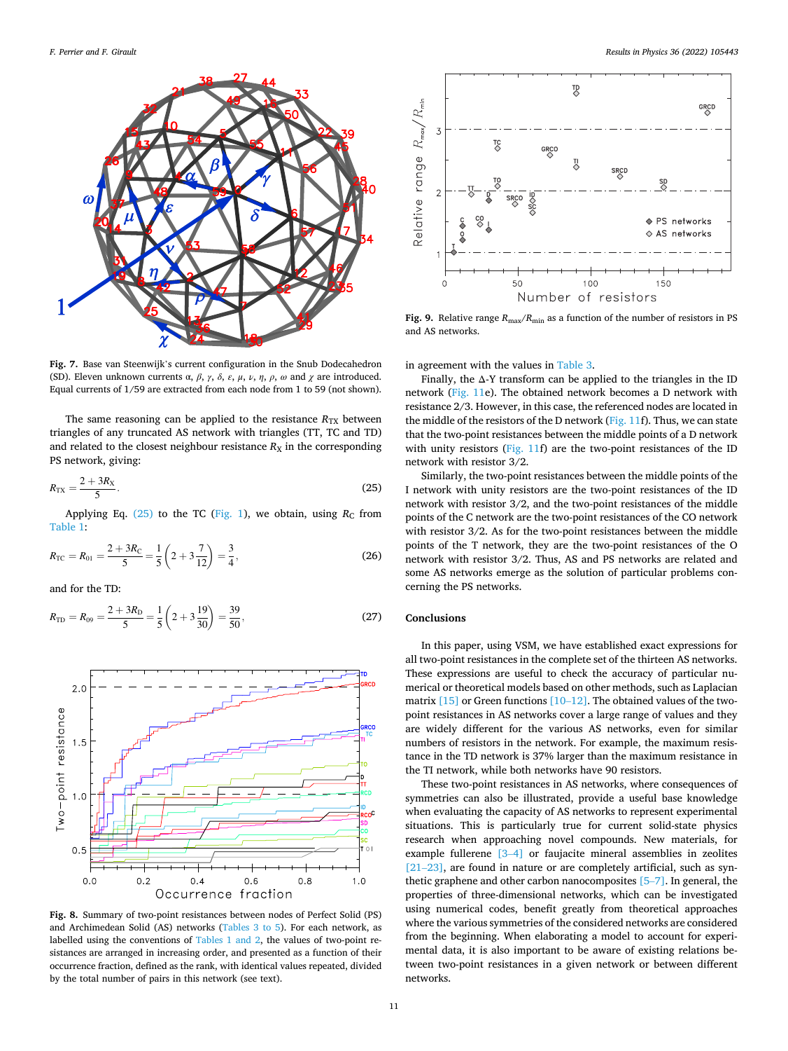**Fig. 7.** Base van Steenwijk's current configuration in the Snub Dodecahedron (SD). Eleven unknown currents $\alpha$, $\beta$, $\gamma$, $\delta$, $\varepsilon$, $\mu$, $\nu$, $\eta$, $\rho$, $\omega$ and $\chi$ are introduced. Equal currents of 1/59 are extracted from each node from 1 to 59 (not shown).

The same reasoning can be applied to the resistance $R_{\mathrm{TX}}$ between triangles of any truncated AS network with triangles (TT, TC and TD) and related to the closest neighbour resistance $R_{\mathrm{X}}$ in the corresponding PS network, giving:

$$R_{\mathrm{TX}} = \frac{2 + 3R_{\mathrm{X}}}{5}. \tag{25}$$

Applying Eq. (25) to the TC (Fig. 1), we obtain, using $R_{\mathrm{C}}$ from Table 1:

$$R_{\mathrm{TC}} = R_{01} = \frac{2 + 3R_{\mathrm{C}}}{5} = \frac{1}{5}\left(2 + 3\frac{7}{12}\right) = \frac{3}{4}, \tag{26}$$

and for the TD:

$$R_{\mathrm{TD}} = R_{09} = \frac{2 + 3R_{\mathrm{D}}}{5} = \frac{1}{5}\left(2 + 3\frac{19}{30}\right) = \frac{39}{50}, \tag{27}$$

**Fig. 8.** Summary of two-point resistances between nodes of Perfect Solid (PS) and Archimedean Solid (AS) networks (Tables 3 to 5). For each network, as labelled using the conventions of Tables 1 and 2, the values of two-point resistances are arranged in increasing order, and presented as a function of their occurrence fraction, defined as the rank, with identical values repeated, divided by the total number of pairs in this network (see text).

**Fig. 9.** Relative range $R_{\max}/R_{\min}$ as a function of the number of resistors in PS and AS networks.

in agreement with the values in Table 3.

Finally, the Δ-Y transform can be applied to the triangles in the ID network (Fig. 11e). The obtained network becomes a D network with resistance 2/3. However, in this case, the referenced nodes are located in the middle of the resistors of the D network (Fig. 11f). Thus, we can state that the two-point resistances between the middle points of a D network with unity resistors (Fig. 11f) are the two-point resistances of the ID network with resistor 3/2.

Similarly, the two-point resistances between the middle points of the I network with unity resistors are the two-point resistances of the ID network with resistor 3/2, and the two-point resistances of the middle points of the C network are the two-point resistances of the CO network with resistor 3/2. As for the two-point resistances between the middle points of the T network, they are the two-point resistances of the O network with resistor 3/2. Thus, AS and PS networks are related and some AS networks emerge as the solution of particular problems concerning the PS networks.

## Conclusions

In this paper, using VSM, we have established exact expressions for all two-point resistances in the complete set of the thirteen AS networks. These expressions are useful to check the accuracy of particular numerical or theoretical models based on other methods, such as Laplacian matrix [15] or Green functions [10–12]. The obtained values of the two-point resistances in AS networks cover a large range of values and they are widely different for the various AS networks, even for similar numbers of resistors in the network. For example, the maximum resistance in the TD network is 37% larger than the maximum resistance in the TI network, while both networks have 90 resistors.

These two-point resistances in AS networks, where consequences of symmetries can also be illustrated, provide a useful base knowledge when evaluating the capacity of AS networks to represent experimental situations. This is particularly true for current solid-state physics research when approaching novel compounds. New materials, for example fullerene [3–4] or faujacite mineral assemblies in zeolites [21–23], are found in nature or are completely artificial, such as synthetic graphene and other carbon nanocomposites [5–7]. In general, the properties of three-dimensional networks, which can be investigated using numerical codes, benefit greatly from theoretical approaches where the various symmetries of the considered networks are considered from the beginning. When elaborating a model to account for experimental data, it is also important to be aware of existing relations between two-point resistances in a given network or between different networks.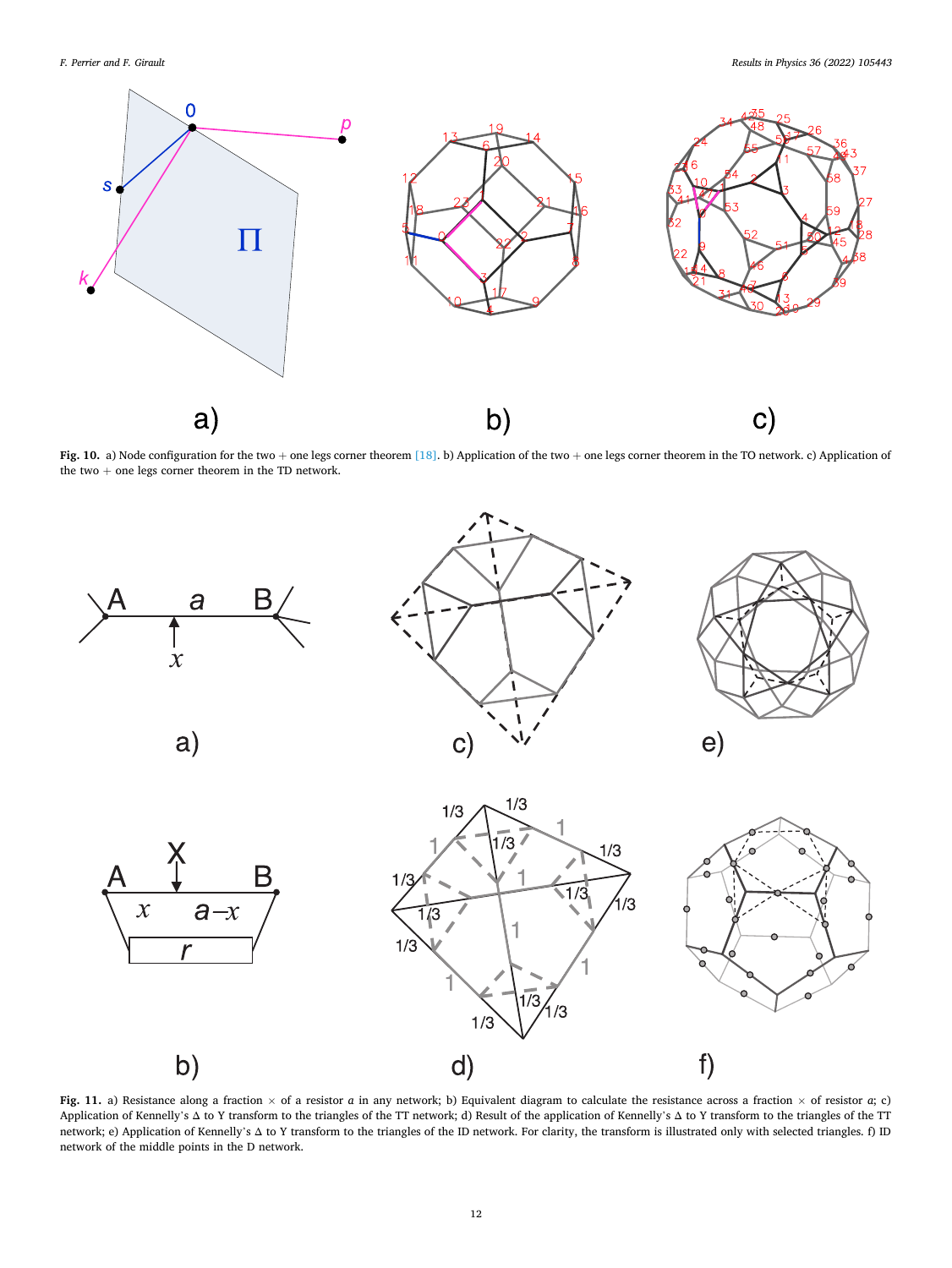**Fig. 10.** a) Node configuration for the two + one legs corner theorem [18]. b) Application of the two + one legs corner theorem in the TO network. c) Application of the two + one legs corner theorem in the TD network.

**Fig. 11.** a) Resistance along a fraction × of a resistor *a* in any network; b) Equivalent diagram to calculate the resistance across a fraction × of resistor *a*; c) Application of Kennelly's Δ to Y transform to the triangles of the TT network; d) Result of the application of Kennelly's Δ to Y transform to the triangles of the TT network; e) Application of Kennelly's Δ to Y transform to the triangles of the ID network. For clarity, the transform is illustrated only with selected triangles. f) ID network of the middle points in the D network.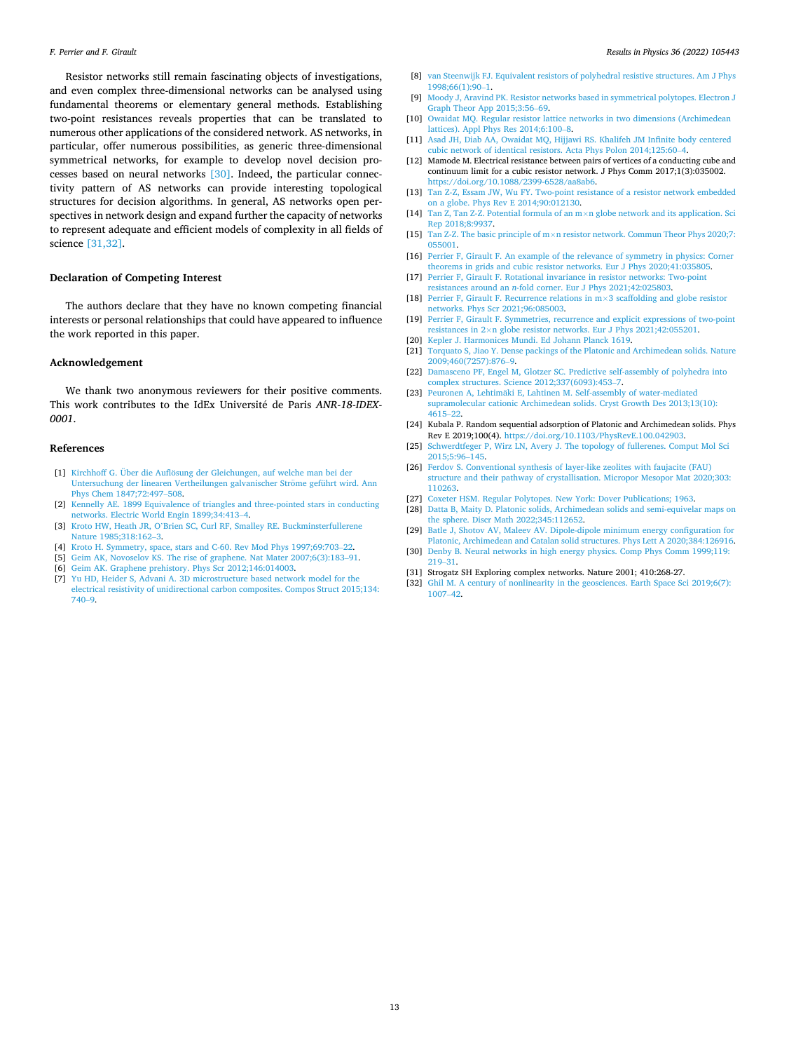Resistor networks still remain fascinating objects of investigations, and even complex three-dimensional networks can be analysed using fundamental theorems or elementary general methods. Establishing two-point resistances reveals properties that can be translated to numerous other applications of the considered network. AS networks, in particular, offer numerous possibilities, as generic three-dimensional symmetrical networks, for example to develop novel decision processes based on neural networks [30]. Indeed, the particular connectivity pattern of AS networks can provide interesting topological structures for decision algorithms. In general, AS networks open perspectives in network design and expand further the capacity of networks to represent adequate and efficient models of complexity in all fields of science [31,32].

## Declaration of Competing Interest

The authors declare that they have no known competing financial interests or personal relationships that could have appeared to influence the work reported in this paper.

## Acknowledgement

We thank two anonymous reviewers for their positive comments. This work contributes to the IdEx Université de Paris *ANR-18-IDEX-0001*.

## References

[1] Kirchhoff G. Über die Auflösung der Gleichungen, auf welche man bei der Untersuchung der linearen Vertheilungen galvanischer Ströme geführt wird. Ann Phys Chem 1847;72:497–508.

[2] Kennelly AE. 1899 Equivalence of triangles and three-pointed stars in conducting networks. Electric World Engin 1899;34:413–4.

[3] Kroto HW, Heath JR, O'Brien SC, Curl RF, Smalley RE. Buckminsterfullerene Nature 1985;318:162–3.

[4] Kroto H. Symmetry, space, stars and C-60. Rev Mod Phys 1997;69:703–22.

[5] Geim AK, Novoselov KS. The rise of graphene. Nat Mater 2007;6(3):183–91.

[6] Geim AK. Graphene prehistory. Phys Scr 2012;146:014003.

[7] Yu HD, Heider S, Advani A. 3D microstructure based network model for the electrical resistivity of unidirectional carbon composites. Compos Struct 2015;134:740–9.

[8] van Steenwijk FJ. Equivalent resistors of polyhedral resistive structures. Am J Phys 1998;66(1):90–1.

[9] Moody J, Aravind PK. Resistor networks based in symmetrical polytopes. Electron J Graph Theor App 2015;3:56–69.

[10] Owaidat MQ. Regular resistor lattice networks in two dimensions (Archimedean lattices). Appl Phys Res 2014;6:100–8.

[11] Asad JH, Diab AA, Owaidat MQ, Hijjawi RS. Khalifeh JM Infinite body centered cubic network of identical resistors. Acta Phys Polon 2014;125:60–4.

[12] Mamode M. Electrical resistance between pairs of vertices of a conducting cube and continuum limit for a cubic resistor network. J Phys Comm 2017;1(3):035002. https://doi.org/10.1088/2399-6528/aa8ab6.

[13] Tan Z-Z, Essam JW, Wu FY. Two-point resistance of a resistor network embedded on a globe. Phys Rev E 2014;90:012130.

[14] Tan Z, Tan Z-Z. Potential formula of an m×n globe network and its application. Sci Rep 2018;8:9937.

[15] Tan Z-Z. The basic principle of m×n resistor network. Commun Theor Phys 2020;7:055001.

[16] Perrier F, Girault F. An example of the relevance of symmetry in physics: Corner theorems in grids and cubic resistor networks. Eur J Phys 2020;41:035805.

[17] Perrier F, Girault F. Rotational invariance in resistor networks: Two-point resistances around an *n*-fold corner. Eur J Phys 2021;42:025803.

[18] Perrier F, Girault F. Recurrence relations in m×3 scaffolding and globe resistor networks. Phys Scr 2021;96:085003.

[19] Perrier F, Girault F. Symmetries, recurrence and explicit expressions of two-point resistances in 2×n globe resistor networks. Eur J Phys 2021;42:055201.

[20] Kepler J. Harmonices Mundi. Ed Johann Planck 1619.

[21] Torquato S, Jiao Y. Dense packings of the Platonic and Archimedean solids. Nature 2009;460(7257):876–9.

[22] Damasceno PF, Engel M, Glotzer SC. Predictive self-assembly of polyhedra into complex structures. Science 2012;337(6093):453–7.

[23] Peuronen A, Lehtimäki E, Lahtinen M. Self-assembly of water-mediated supramolecular cationic Archimedean solids. Cryst Growth Des 2013;13(10):4615–22.

[24] Kubala P. Random sequential adsorption of Platonic and Archimedean solids. Phys Rev E 2019;100(4). https://doi.org/10.1103/PhysRevE.100.042903.

[25] Schwerdtfeger P, Wirz LN, Avery J. The topology of fullerenes. Comput Mol Sci 2015;5:96–145.

[26] Ferdov S. Conventional synthesis of layer-like zeolites with faujacite (FAU) structure and their pathway of crystallisation. Micropor Mesopor Mat 2020;303:110263.

[27] Coxeter HSM. Regular Polytopes. New York: Dover Publications; 1963.

[28] Datta B, Maity D. Platonic solids, Archimedean solids and semi-equivelar maps on the sphere. Discr Math 2022;345:112652.

[29] Batle J, Shotov AV, Maleev AV. Dipole-dipole minimum energy configuration for Platonic, Archimedean and Catalan solid structures. Phys Lett A 2020;384:126916.

[30] Denby B. Neural networks in high energy physics. Comp Phys Comm 1999;119:219–31.

[31] Strogatz SH Exploring complex networks. Nature 2001; 410:268-27.

[32] Ghil M. A century of nonlinearity in the geosciences. Earth Space Sci 2019;6(7):1007–42.